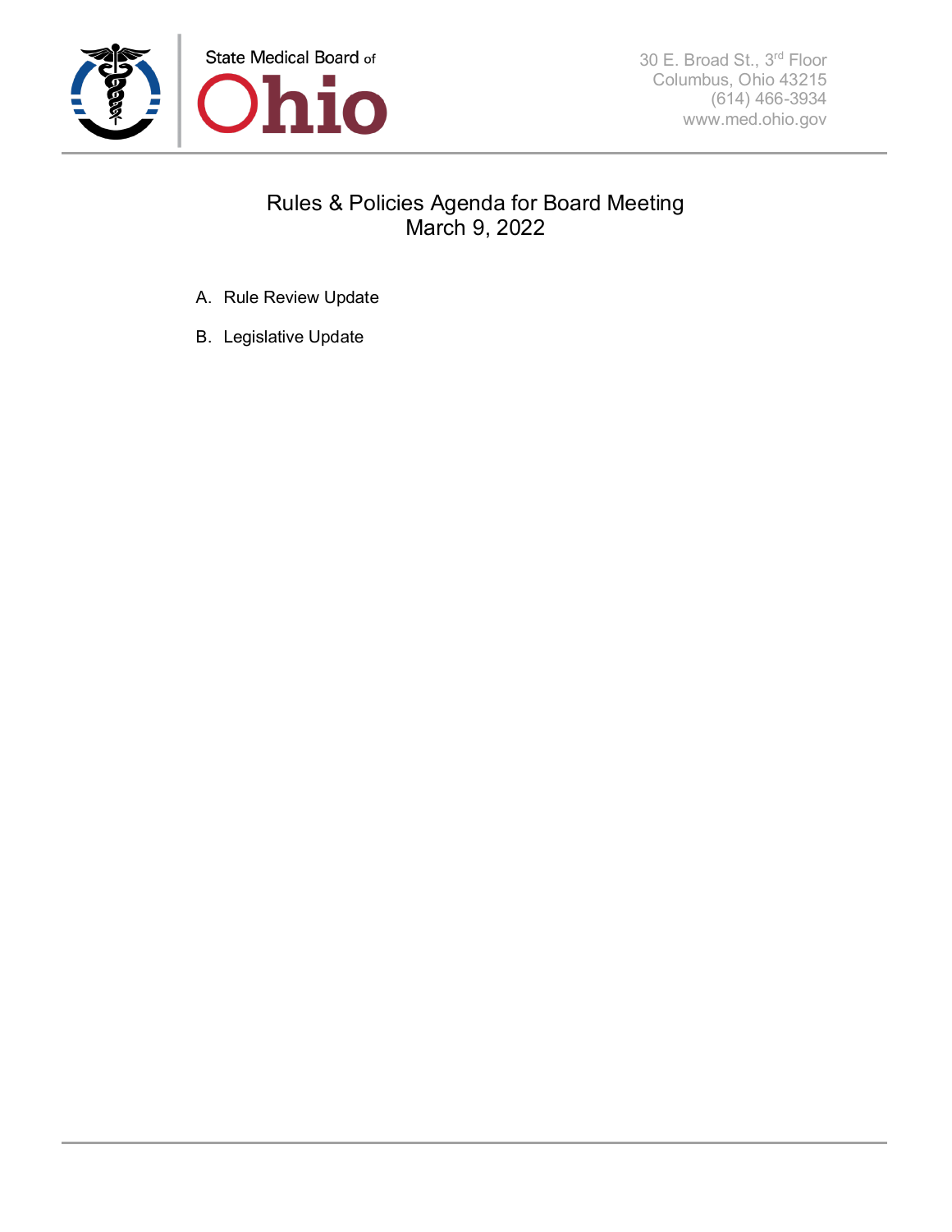State Medical Board of Ohio

30 E. Broad St., 3rd Floor
Columbus, Ohio 43215
(614) 466-3934
www.med.ohio.gov

# Rules & Policies Agenda for Board Meeting
## March 9, 2022

A. Rule Review Update

B. Legislative Update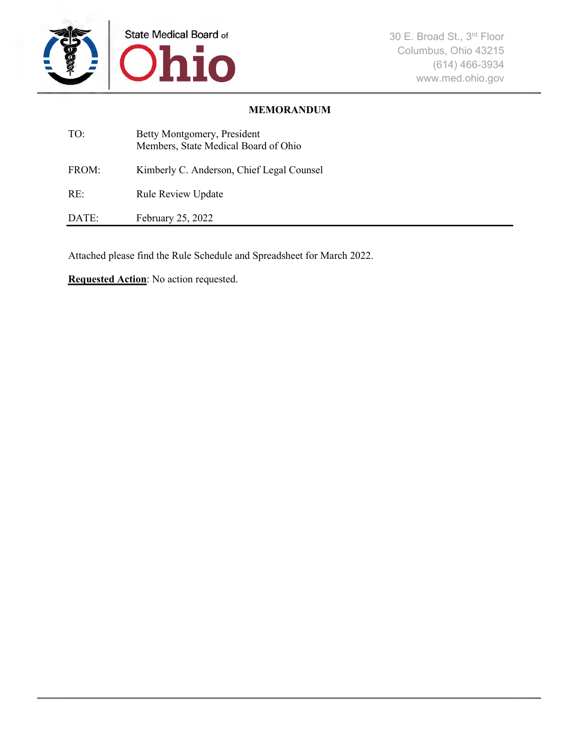State Medical Board of Ohio

30 E. Broad St., 3rd Floor
Columbus, Ohio 43215
(614) 466-3934
www.med.ohio.gov

**MEMORANDUM**

| | |
|---|---|
| TO: | Betty Montgomery, President<br>Members, State Medical Board of Ohio |
| FROM: | Kimberly C. Anderson, Chief Legal Counsel |
| RE: | Rule Review Update |
| DATE: | February 25, 2022 |

Attached please find the Rule Schedule and Spreadsheet for March 2022.

**Requested Action**: No action requested.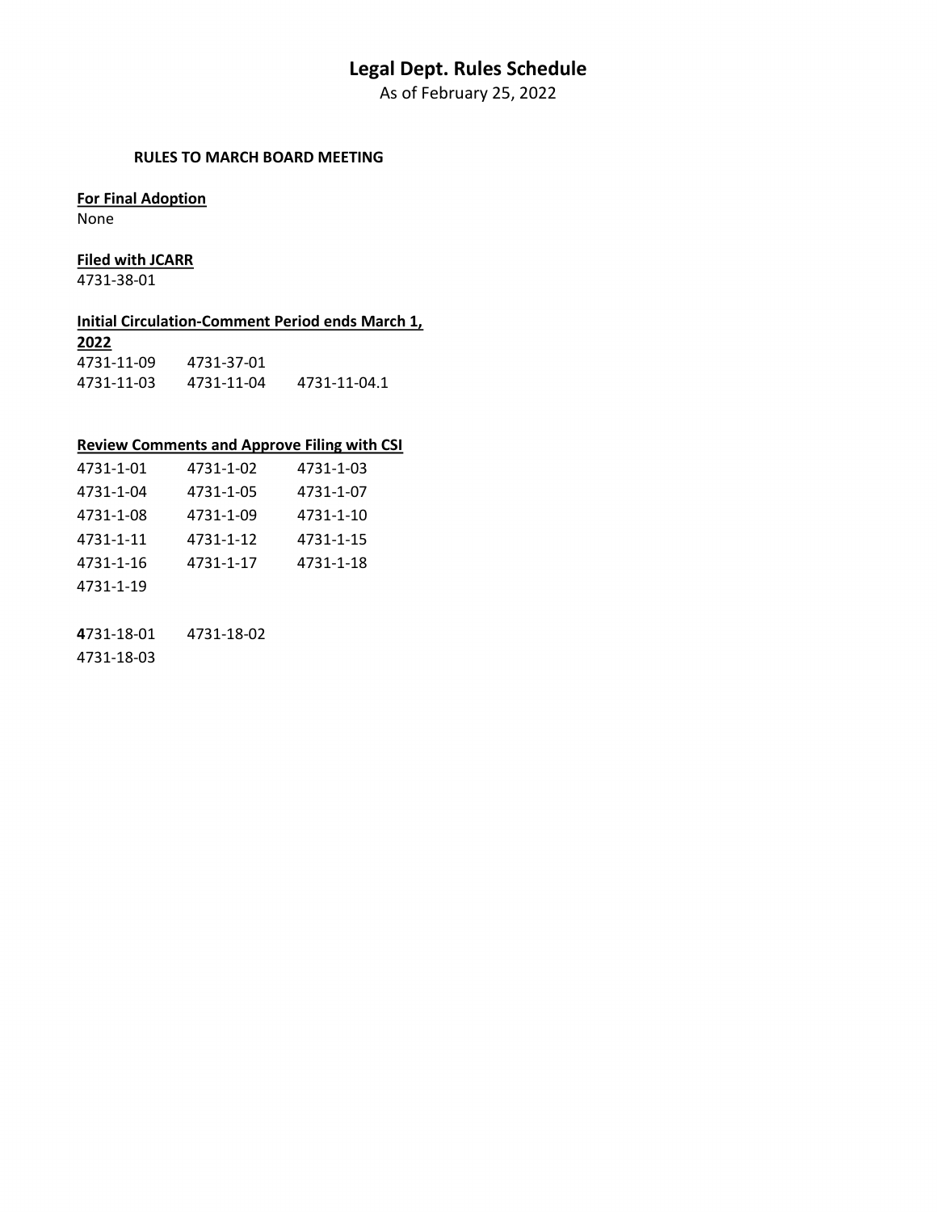# Legal Dept. Rules Schedule

As of February 25, 2022

**RULES TO MARCH BOARD MEETING**

**For Final Adoption**

None

**Filed with JCARR**

4731-38-01

**Initial Circulation-Comment Period ends March 1, 2022**

| | | |
|---|---|---|
| 4731-11-09 | 4731-37-01 | |
| 4731-11-03 | 4731-11-04 | 4731-11-04.1 |

**Review Comments and Approve Filing with CSI**

| | | |
|---|---|---|
| 4731-1-01 | 4731-1-02 | 4731-1-03 |
| 4731-1-04 | 4731-1-05 | 4731-1-07 |
| 4731-1-08 | 4731-1-09 | 4731-1-10 |
| 4731-1-11 | 4731-1-12 | 4731-1-15 |
| 4731-1-16 | 4731-1-17 | 4731-1-18 |
| 4731-1-19 | | |

| | |
|---|---|
| 4731-18-01 | 4731-18-02 |
| 4731-18-03 | |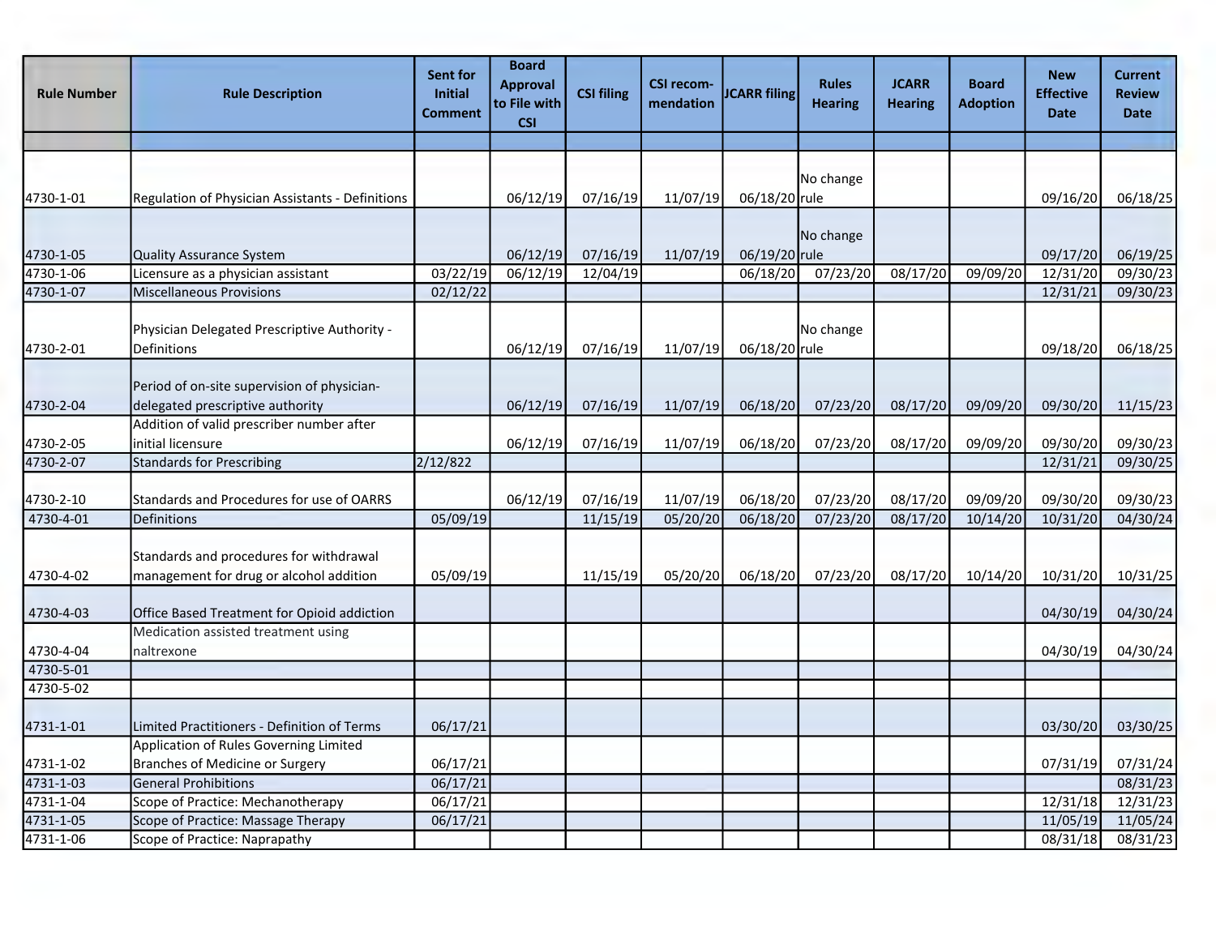| Rule Number | Rule Description | Sent for Initial Comment | Board Approval to File with CSI | CSI filing | CSI recom-mendation | JCARR filing | Rules Hearing | JCARR Hearing | Board Adoption | New Effective Date | Current Review Date |
|---|---|---|---|---|---|---|---|---|---|---|---|
| | | | | | | | | | | | |
| 4730-1-01 | Regulation of Physician Assistants - Definitions | | 06/12/19 | 07/16/19 | 11/07/19 | 06/18/20 | No change rule | | | 09/16/20 | 06/18/25 |
| 4730-1-05 | Quality Assurance System | | 06/12/19 | 07/16/19 | 11/07/19 | 06/19/20 | No change rule | | | 09/17/20 | 06/19/25 |
| 4730-1-06 | Licensure as a physician assistant | 03/22/19 | 06/12/19 | 12/04/19 | | 06/18/20 | 07/23/20 | 08/17/20 | 09/09/20 | 12/31/20 | 09/30/23 |
| 4730-1-07 | Miscellaneous Provisions | 02/12/22 | | | | | | | | 12/31/21 | 09/30/23 |
| 4730-2-01 | Physician Delegated Prescriptive Authority - Definitions | | 06/12/19 | 07/16/19 | 11/07/19 | 06/18/20 | No change rule | | | 09/18/20 | 06/18/25 |
| 4730-2-04 | Period of on-site supervision of physician-delegated prescriptive authority | | 06/12/19 | 07/16/19 | 11/07/19 | 06/18/20 | 07/23/20 | 08/17/20 | 09/09/20 | 09/30/20 | 11/15/23 |
| 4730-2-05 | Addition of valid prescriber number after initial licensure | | 06/12/19 | 07/16/19 | 11/07/19 | 06/18/20 | 07/23/20 | 08/17/20 | 09/09/20 | 09/30/20 | 09/30/23 |
| 4730-2-07 | Standards for Prescribing | 2/12/822 | | | | | | | | 12/31/21 | 09/30/25 |
| 4730-2-10 | Standards and Procedures for use of OARRS | | 06/12/19 | 07/16/19 | 11/07/19 | 06/18/20 | 07/23/20 | 08/17/20 | 09/09/20 | 09/30/20 | 09/30/23 |
| 4730-4-01 | Definitions | 05/09/19 | | 11/15/19 | 05/20/20 | 06/18/20 | 07/23/20 | 08/17/20 | 10/14/20 | 10/31/20 | 04/30/24 |
| 4730-4-02 | Standards and procedures for withdrawal management for drug or alcohol addition | 05/09/19 | | 11/15/19 | 05/20/20 | 06/18/20 | 07/23/20 | 08/17/20 | 10/14/20 | 10/31/20 | 10/31/25 |
| 4730-4-03 | Office Based Treatment for Opioid addiction | | | | | | | | | 04/30/19 | 04/30/24 |
| 4730-4-04 | Medication assisted treatment using naltrexone | | | | | | | | | 04/30/19 | 04/30/24 |
| 4730-5-01 | | | | | | | | | | | |
| 4730-5-02 | | | | | | | | | | | |
| 4731-1-01 | Limited Practitioners - Definition of Terms | 06/17/21 | | | | | | | | 03/30/20 | 03/30/25 |
| 4731-1-02 | Application of Rules Governing Limited Branches of Medicine or Surgery | 06/17/21 | | | | | | | | 07/31/19 | 07/31/24 |
| 4731-1-03 | General Prohibitions | 06/17/21 | | | | | | | | | 08/31/23 |
| 4731-1-04 | Scope of Practice: Mechanotherapy | 06/17/21 | | | | | | | | 12/31/18 | 12/31/23 |
| 4731-1-05 | Scope of Practice: Massage Therapy | 06/17/21 | | | | | | | | 11/05/19 | 11/05/24 |
| 4731-1-06 | Scope of Practice: Naprapathy | | | | | | | | | 08/31/18 | 08/31/23 |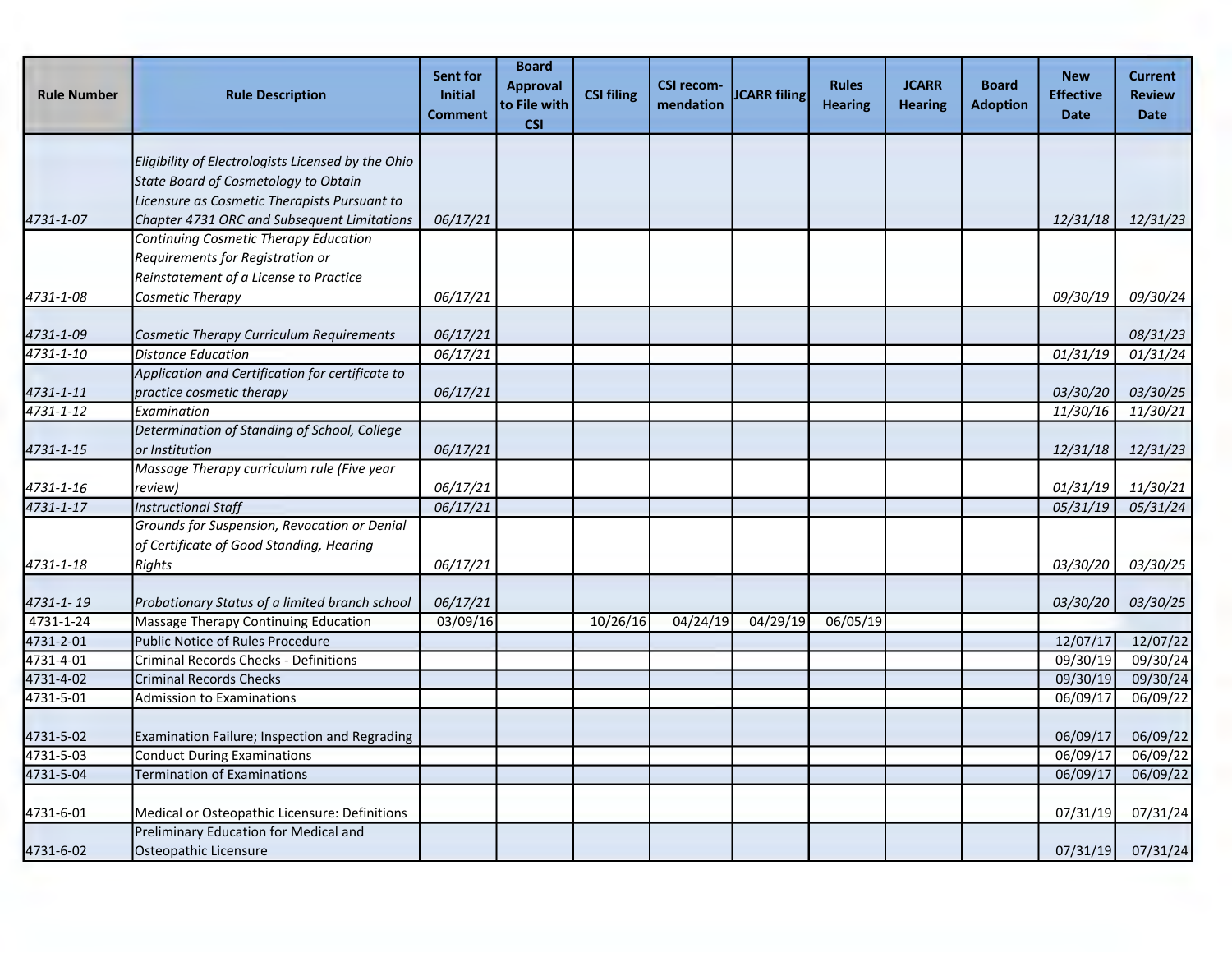| Rule Number | Rule Description | Sent for Initial Comment | Board Approval to File with CSI | CSI filing | CSI recom-mendation | JCARR filing | Rules Hearing | JCARR Hearing | Board Adoption | New Effective Date | Current Review Date |
|---|---|---|---|---|---|---|---|---|---|---|---|
| *4731-1-07* | *Eligibility of Electrologists Licensed by the Ohio State Board of Cosmetology to Obtain Licensure as Cosmetic Therapists Pursuant to Chapter 4731 ORC and Subsequent Limitations* | *06/17/21* | | | | | | | | *12/31/18* | *12/31/23* |
| *4731-1-08* | *Continuing Cosmetic Therapy Education Requirements for Registration or Reinstatement of a License to Practice Cosmetic Therapy* | *06/17/21* | | | | | | | | *09/30/19* | *09/30/24* |
| *4731-1-09* | *Cosmetic Therapy Curriculum Requirements* | *06/17/21* | | | | | | | | | *08/31/23* |
| *4731-1-10* | *Distance Education* | *06/17/21* | | | | | | | | *01/31/19* | *01/31/24* |
| *4731-1-11* | *Application and Certification for certificate to practice cosmetic therapy* | *06/17/21* | | | | | | | | *03/30/20* | *03/30/25* |
| *4731-1-12* | *Examination* | | | | | | | | | *11/30/16* | *11/30/21* |
| *4731-1-15* | *Determination of Standing of School, College or Institution* | *06/17/21* | | | | | | | | *12/31/18* | *12/31/23* |
| *4731-1-16* | *Massage Therapy curriculum rule (Five year review)* | *06/17/21* | | | | | | | | *01/31/19* | *11/30/21* |
| *4731-1-17* | *Instructional Staff* | *06/17/21* | | | | | | | | *05/31/19* | *05/31/24* |
| *4731-1-18* | *Grounds for Suspension, Revocation or Denial of Certificate of Good Standing, Hearing Rights* | *06/17/21* | | | | | | | | *03/30/20* | *03/30/25* |
| *4731-1- 19* | *Probationary Status of a limited branch school* | *06/17/21* | | | | | | | | *03/30/20* | *03/30/25* |
| 4731-1-24 | Massage Therapy Continuing Education | 03/09/16 | | 10/26/16 | 04/24/19 | 04/29/19 | 06/05/19 | | | | |
| 4731-2-01 | Public Notice of Rules Procedure | | | | | | | | | 12/07/17 | 12/07/22 |
| 4731-4-01 | Criminal Records Checks - Definitions | | | | | | | | | 09/30/19 | 09/30/24 |
| 4731-4-02 | Criminal Records Checks | | | | | | | | | 09/30/19 | 09/30/24 |
| 4731-5-01 | Admission to Examinations | | | | | | | | | 06/09/17 | 06/09/22 |
| 4731-5-02 | Examination Failure; Inspection and Regrading | | | | | | | | | 06/09/17 | 06/09/22 |
| 4731-5-03 | Conduct During Examinations | | | | | | | | | 06/09/17 | 06/09/22 |
| 4731-5-04 | Termination of Examinations | | | | | | | | | 06/09/17 | 06/09/22 |
| 4731-6-01 | Medical or Osteopathic Licensure: Definitions | | | | | | | | | 07/31/19 | 07/31/24 |
| 4731-6-02 | Preliminary Education for Medical and Osteopathic Licensure | | | | | | | | | 07/31/19 | 07/31/24 |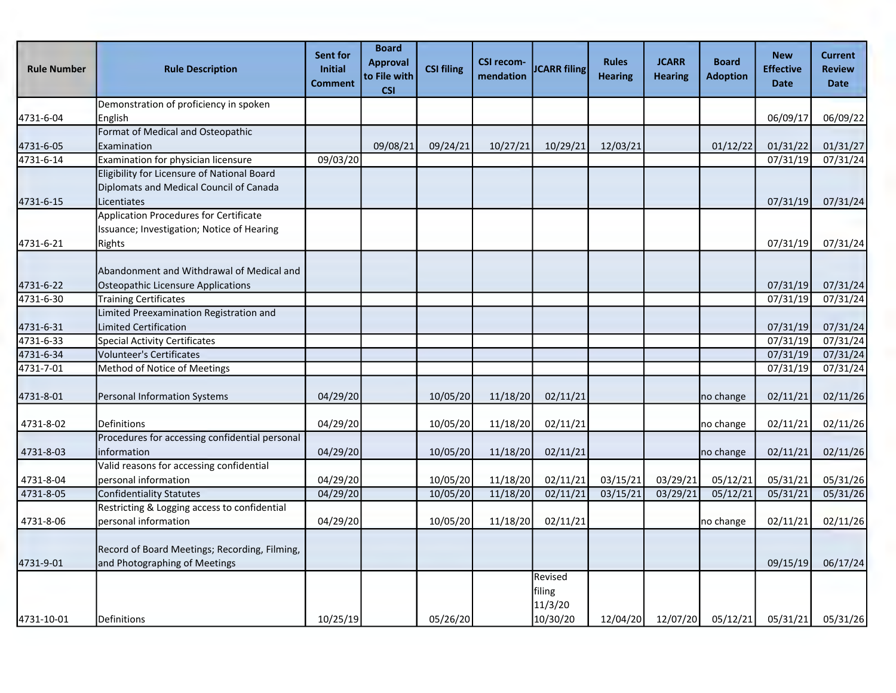| Rule Number | Rule Description | Sent for Initial Comment | Board Approval to File with CSI | CSI filing | CSI recom-mendation | JCARR filing | Rules Hearing | JCARR Hearing | Board Adoption | New Effective Date | Current Review Date |
|---|---|---|---|---|---|---|---|---|---|---|---|
| 4731-6-04 | Demonstration of proficiency in spoken English | | | | | | | | | 06/09/17 | 06/09/22 |
| 4731-6-05 | Format of Medical and Osteopathic Examination | | 09/08/21 | 09/24/21 | 10/27/21 | 10/29/21 | 12/03/21 | | 01/12/22 | 01/31/22 | 01/31/27 |
| 4731-6-14 | Examination for physician licensure | 09/03/20 | | | | | | | | 07/31/19 | 07/31/24 |
| 4731-6-15 | Eligibility for Licensure of National Board Diplomats and Medical Council of Canada Licentiates | | | | | | | | | 07/31/19 | 07/31/24 |
| 4731-6-21 | Application Procedures for Certificate Issuance; Investigation; Notice of Hearing Rights | | | | | | | | | 07/31/19 | 07/31/24 |
| 4731-6-22 | Abandonment and Withdrawal of Medical and Osteopathic Licensure Applications | | | | | | | | | 07/31/19 | 07/31/24 |
| 4731-6-30 | Training Certificates | | | | | | | | | 07/31/19 | 07/31/24 |
| 4731-6-31 | Limited Preexamination Registration and Limited Certification | | | | | | | | | 07/31/19 | 07/31/24 |
| 4731-6-33 | Special Activity Certificates | | | | | | | | | 07/31/19 | 07/31/24 |
| 4731-6-34 | Volunteer's Certificates | | | | | | | | | 07/31/19 | 07/31/24 |
| 4731-7-01 | Method of Notice of Meetings | | | | | | | | | 07/31/19 | 07/31/24 |
| 4731-8-01 | Personal Information Systems | 04/29/20 | | 10/05/20 | 11/18/20 | 02/11/21 | | | no change | 02/11/21 | 02/11/26 |
| 4731-8-02 | Definitions | 04/29/20 | | 10/05/20 | 11/18/20 | 02/11/21 | | | no change | 02/11/21 | 02/11/26 |
| 4731-8-03 | Procedures for accessing confidential personal information | 04/29/20 | | 10/05/20 | 11/18/20 | 02/11/21 | | | no change | 02/11/21 | 02/11/26 |
| 4731-8-04 | Valid reasons for accessing confidential personal information | 04/29/20 | | 10/05/20 | 11/18/20 | 02/11/21 | 03/15/21 | 03/29/21 | 05/12/21 | 05/31/21 | 05/31/26 |
| 4731-8-05 | Confidentiality Statutes | 04/29/20 | | 10/05/20 | 11/18/20 | 02/11/21 | 03/15/21 | 03/29/21 | 05/12/21 | 05/31/21 | 05/31/26 |
| 4731-8-06 | Restricting & Logging access to confidential personal information | 04/29/20 | | 10/05/20 | 11/18/20 | 02/11/21 | | | no change | 02/11/21 | 02/11/26 |
| 4731-9-01 | Record of Board Meetings; Recording, Filming, and Photographing of Meetings | | | | | | | | | 09/15/19 | 06/17/24 |
| 4731-10-01 | Definitions | 10/25/19 | | 05/26/20 | | Revised filing 11/3/20 10/30/20 | 12/04/20 | 12/07/20 | 05/12/21 | 05/31/21 | 05/31/26 |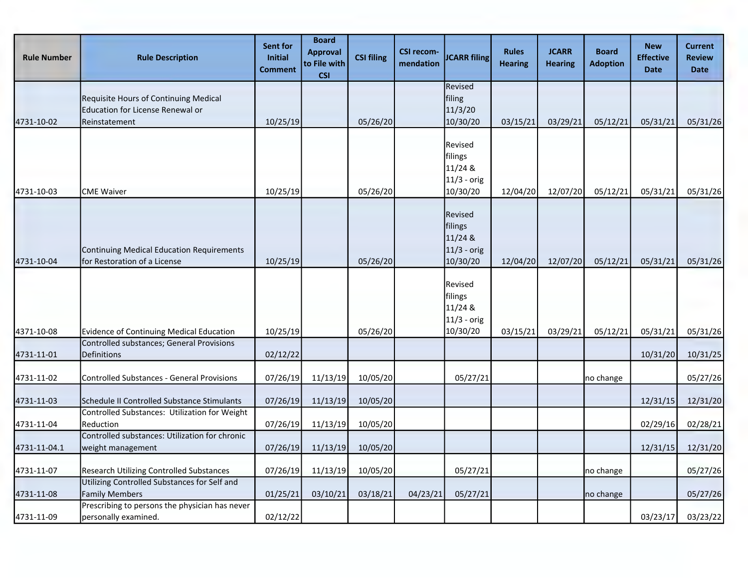| Rule Number | Rule Description | Sent for Initial Comment | Board Approval to File with CSI | CSI filing | CSI recom-mendation | JCARR filing | Rules Hearing | JCARR Hearing | Board Adoption | New Effective Date | Current Review Date |
|---|---|---|---|---|---|---|---|---|---|---|---|
| 4731-10-02 | Requisite Hours of Continuing Medical Education for License Renewal or Reinstatement | 10/25/19 | | 05/26/20 | | Revised filing 11/3/20 10/30/20 | 03/15/21 | 03/29/21 | 05/12/21 | 05/31/21 | 05/31/26 |
| 4731-10-03 | CME Waiver | 10/25/19 | | 05/26/20 | | Revised filings 11/24 & 11/3 - orig 10/30/20 | 12/04/20 | 12/07/20 | 05/12/21 | 05/31/21 | 05/31/26 |
| 4731-10-04 | Continuing Medical Education Requirements for Restoration of a License | 10/25/19 | | 05/26/20 | | Revised filings 11/24 & 11/3 - orig 10/30/20 | 12/04/20 | 12/07/20 | 05/12/21 | 05/31/21 | 05/31/26 |
| 4371-10-08 | Evidence of Continuing Medical Education | 10/25/19 | | 05/26/20 | | Revised filings 11/24 & 11/3 - orig 10/30/20 | 03/15/21 | 03/29/21 | 05/12/21 | 05/31/21 | 05/31/26 |
| 4731-11-01 | Controlled substances; General Provisions Definitions | 02/12/22 | | | | | | | | 10/31/20 | 10/31/25 |
| 4731-11-02 | Controlled Substances - General Provisions | 07/26/19 | 11/13/19 | 10/05/20 | | 05/27/21 | | | no change | | 05/27/26 |
| 4731-11-03 | Schedule II Controlled Substance Stimulants | 07/26/19 | 11/13/19 | 10/05/20 | | | | | | 12/31/15 | 12/31/20 |
| 4731-11-04 | Controlled Substances: Utilization for Weight Reduction | 07/26/19 | 11/13/19 | 10/05/20 | | | | | | 02/29/16 | 02/28/21 |
| 4731-11-04.1 | Controlled substances: Utilization for chronic weight management | 07/26/19 | 11/13/19 | 10/05/20 | | | | | | 12/31/15 | 12/31/20 |
| 4731-11-07 | Research Utilizing Controlled Substances | 07/26/19 | 11/13/19 | 10/05/20 | | 05/27/21 | | | no change | | 05/27/26 |
| 4731-11-08 | Utilizing Controlled Substances for Self and Family Members | 01/25/21 | 03/10/21 | 03/18/21 | 04/23/21 | 05/27/21 | | | no change | | 05/27/26 |
| 4731-11-09 | Prescribing to persons the physician has never personally examined. | 02/12/22 | | | | | | | | 03/23/17 | 03/23/22 |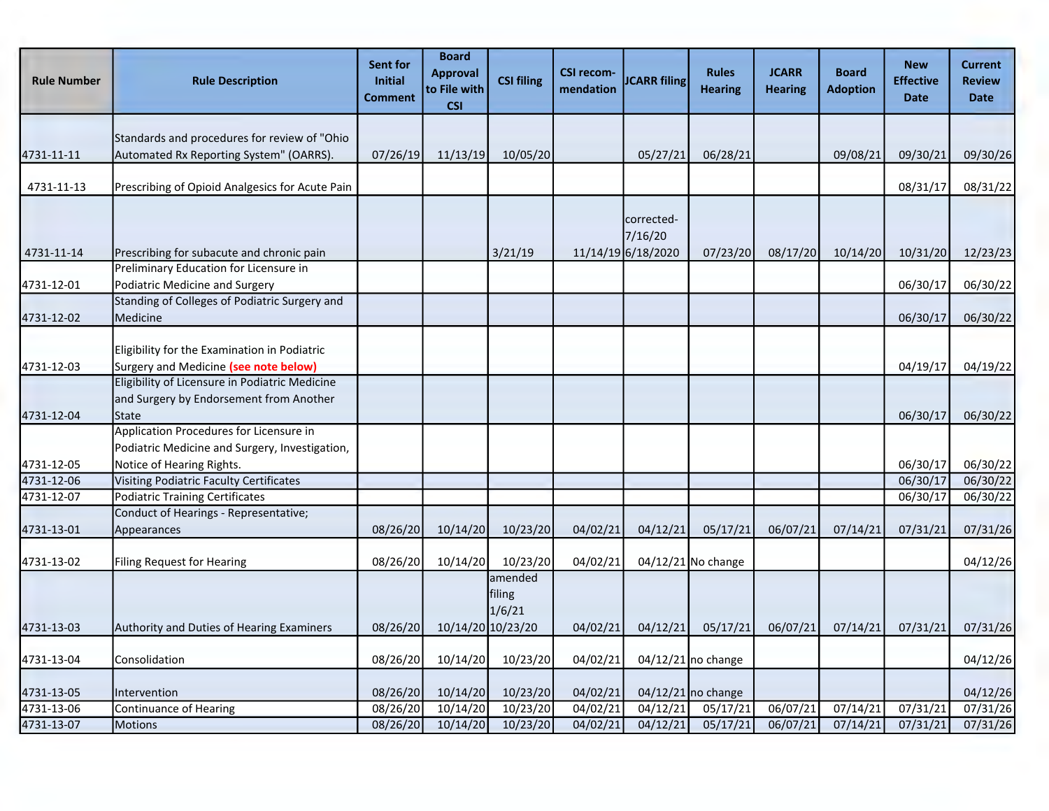| Rule Number | Rule Description | Sent for Initial Comment | Board Approval to File with CSI | CSI filing | CSI recom-mendation | JCARR filing | Rules Hearing | JCARR Hearing | Board Adoption | New Effective Date | Current Review Date |
|---|---|---|---|---|---|---|---|---|---|---|---|
| 4731-11-11 | Standards and procedures for review of "Ohio Automated Rx Reporting System" (OARRS). | 07/26/19 | 11/13/19 | 10/05/20 | | 05/27/21 | 06/28/21 | | 09/08/21 | 09/30/21 | 09/30/26 |
| 4731-11-13 | Prescribing of Opioid Analgesics for Acute Pain | | | | | | | | | 08/31/17 | 08/31/22 |
| 4731-11-14 | Prescribing for subacute and chronic pain | | | 3/21/19 | 11/14/19 | corrected-7/16/20 6/18/2020 | 07/23/20 | 08/17/20 | 10/14/20 | 10/31/20 | 12/23/23 |
| 4731-12-01 | Preliminary Education for Licensure in Podiatric Medicine and Surgery | | | | | | | | | 06/30/17 | 06/30/22 |
| 4731-12-02 | Standing of Colleges of Podiatric Surgery and Medicine | | | | | | | | | 06/30/17 | 06/30/22 |
| 4731-12-03 | Eligibility for the Examination in Podiatric Surgery and Medicine **(see note below)** | | | | | | | | | 04/19/17 | 04/19/22 |
| 4731-12-04 | Eligibility of Licensure in Podiatric Medicine and Surgery by Endorsement from Another State | | | | | | | | | 06/30/17 | 06/30/22 |
| 4731-12-05 | Application Procedures for Licensure in Podiatric Medicine and Surgery, Investigation, Notice of Hearing Rights. | | | | | | | | | 06/30/17 | 06/30/22 |
| 4731-12-06 | Visiting Podiatric Faculty Certificates | | | | | | | | | 06/30/17 | 06/30/22 |
| 4731-12-07 | Podiatric Training Certificates | | | | | | | | | 06/30/17 | 06/30/22 |
| 4731-13-01 | Conduct of Hearings - Representative; Appearances | 08/26/20 | 10/14/20 | 10/23/20 | 04/02/21 | 04/12/21 | 05/17/21 | 06/07/21 | 07/14/21 | 07/31/21 | 07/31/26 |
| 4731-13-02 | Filing Request for Hearing | 08/26/20 | 10/14/20 | 10/23/20 | 04/02/21 | 04/12/21 | No change | | | | 04/12/26 |
| 4731-13-03 | Authority and Duties of Hearing Examiners | 08/26/20 | 10/14/20 | amended filing 1/6/21 10/23/20 | 04/02/21 | 04/12/21 | 05/17/21 | 06/07/21 | 07/14/21 | 07/31/21 | 07/31/26 |
| 4731-13-04 | Consolidation | 08/26/20 | 10/14/20 | 10/23/20 | 04/02/21 | 04/12/21 | no change | | | | 04/12/26 |
| 4731-13-05 | Intervention | 08/26/20 | 10/14/20 | 10/23/20 | 04/02/21 | 04/12/21 | no change | | | | 04/12/26 |
| 4731-13-06 | Continuance of Hearing | 08/26/20 | 10/14/20 | 10/23/20 | 04/02/21 | 04/12/21 | 05/17/21 | 06/07/21 | 07/14/21 | 07/31/21 | 07/31/26 |
| 4731-13-07 | Motions | 08/26/20 | 10/14/20 | 10/23/20 | 04/02/21 | 04/12/21 | 05/17/21 | 06/07/21 | 07/14/21 | 07/31/21 | 07/31/26 |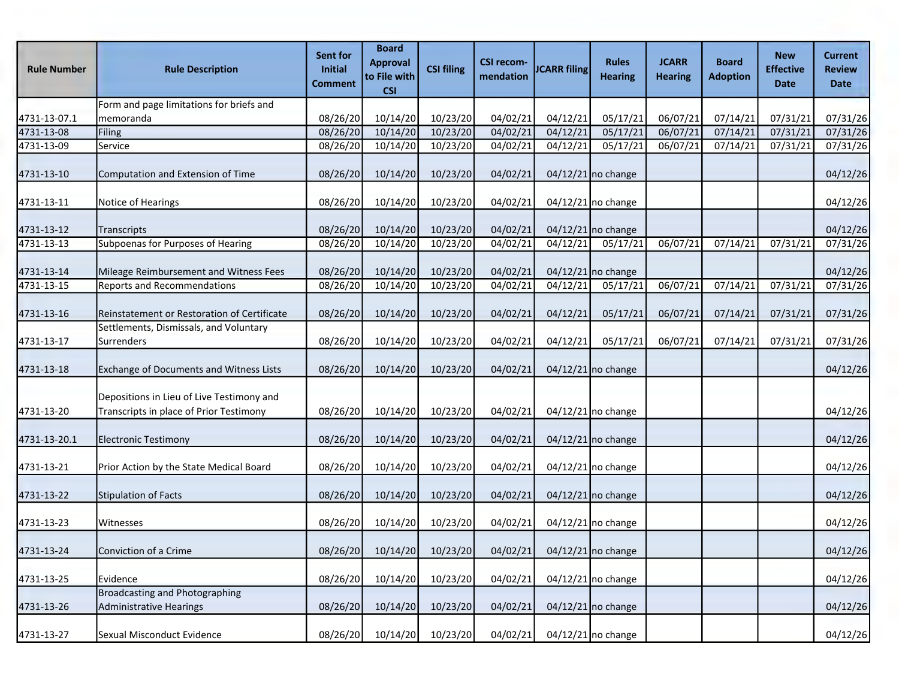| Rule Number | Rule Description | Sent for Initial Comment | Board Approval to File with CSI | CSI filing | CSI recom-mendation | JCARR filing | Rules Hearing | JCARR Hearing | Board Adoption | New Effective Date | Current Review Date |
|---|---|---|---|---|---|---|---|---|---|---|---|
| 4731-13-07.1 | Form and page limitations for briefs and memoranda | 08/26/20 | 10/14/20 | 10/23/20 | 04/02/21 | 04/12/21 | 05/17/21 | 06/07/21 | 07/14/21 | 07/31/21 | 07/31/26 |
| 4731-13-08 | Filing | 08/26/20 | 10/14/20 | 10/23/20 | 04/02/21 | 04/12/21 | 05/17/21 | 06/07/21 | 07/14/21 | 07/31/21 | 07/31/26 |
| 4731-13-09 | Service | 08/26/20 | 10/14/20 | 10/23/20 | 04/02/21 | 04/12/21 | 05/17/21 | 06/07/21 | 07/14/21 | 07/31/21 | 07/31/26 |
| 4731-13-10 | Computation and Extension of Time | 08/26/20 | 10/14/20 | 10/23/20 | 04/02/21 | 04/12/21 | no change | | | | 04/12/26 |
| 4731-13-11 | Notice of Hearings | 08/26/20 | 10/14/20 | 10/23/20 | 04/02/21 | 04/12/21 | no change | | | | 04/12/26 |
| 4731-13-12 | Transcripts | 08/26/20 | 10/14/20 | 10/23/20 | 04/02/21 | 04/12/21 | no change | | | | 04/12/26 |
| 4731-13-13 | Subpoenas for Purposes of Hearing | 08/26/20 | 10/14/20 | 10/23/20 | 04/02/21 | 04/12/21 | 05/17/21 | 06/07/21 | 07/14/21 | 07/31/21 | 07/31/26 |
| 4731-13-14 | Mileage Reimbursement and Witness Fees | 08/26/20 | 10/14/20 | 10/23/20 | 04/02/21 | 04/12/21 | no change | | | | 04/12/26 |
| 4731-13-15 | Reports and Recommendations | 08/26/20 | 10/14/20 | 10/23/20 | 04/02/21 | 04/12/21 | 05/17/21 | 06/07/21 | 07/14/21 | 07/31/21 | 07/31/26 |
| 4731-13-16 | Reinstatement or Restoration of Certificate | 08/26/20 | 10/14/20 | 10/23/20 | 04/02/21 | 04/12/21 | 05/17/21 | 06/07/21 | 07/14/21 | 07/31/21 | 07/31/26 |
| 4731-13-17 | Settlements, Dismissals, and Voluntary Surrenders | 08/26/20 | 10/14/20 | 10/23/20 | 04/02/21 | 04/12/21 | 05/17/21 | 06/07/21 | 07/14/21 | 07/31/21 | 07/31/26 |
| 4731-13-18 | Exchange of Documents and Witness Lists | 08/26/20 | 10/14/20 | 10/23/20 | 04/02/21 | 04/12/21 | no change | | | | 04/12/26 |
| 4731-13-20 | Depositions in Lieu of Live Testimony and Transcripts in place of Prior Testimony | 08/26/20 | 10/14/20 | 10/23/20 | 04/02/21 | 04/12/21 | no change | | | | 04/12/26 |
| 4731-13-20.1 | Electronic Testimony | 08/26/20 | 10/14/20 | 10/23/20 | 04/02/21 | 04/12/21 | no change | | | | 04/12/26 |
| 4731-13-21 | Prior Action by the State Medical Board | 08/26/20 | 10/14/20 | 10/23/20 | 04/02/21 | 04/12/21 | no change | | | | 04/12/26 |
| 4731-13-22 | Stipulation of Facts | 08/26/20 | 10/14/20 | 10/23/20 | 04/02/21 | 04/12/21 | no change | | | | 04/12/26 |
| 4731-13-23 | Witnesses | 08/26/20 | 10/14/20 | 10/23/20 | 04/02/21 | 04/12/21 | no change | | | | 04/12/26 |
| 4731-13-24 | Conviction of a Crime | 08/26/20 | 10/14/20 | 10/23/20 | 04/02/21 | 04/12/21 | no change | | | | 04/12/26 |
| 4731-13-25 | Evidence | 08/26/20 | 10/14/20 | 10/23/20 | 04/02/21 | 04/12/21 | no change | | | | 04/12/26 |
| 4731-13-26 | Broadcasting and Photographing Administrative Hearings | 08/26/20 | 10/14/20 | 10/23/20 | 04/02/21 | 04/12/21 | no change | | | | 04/12/26 |
| 4731-13-27 | Sexual Misconduct Evidence | 08/26/20 | 10/14/20 | 10/23/20 | 04/02/21 | 04/12/21 | no change | | | | 04/12/26 |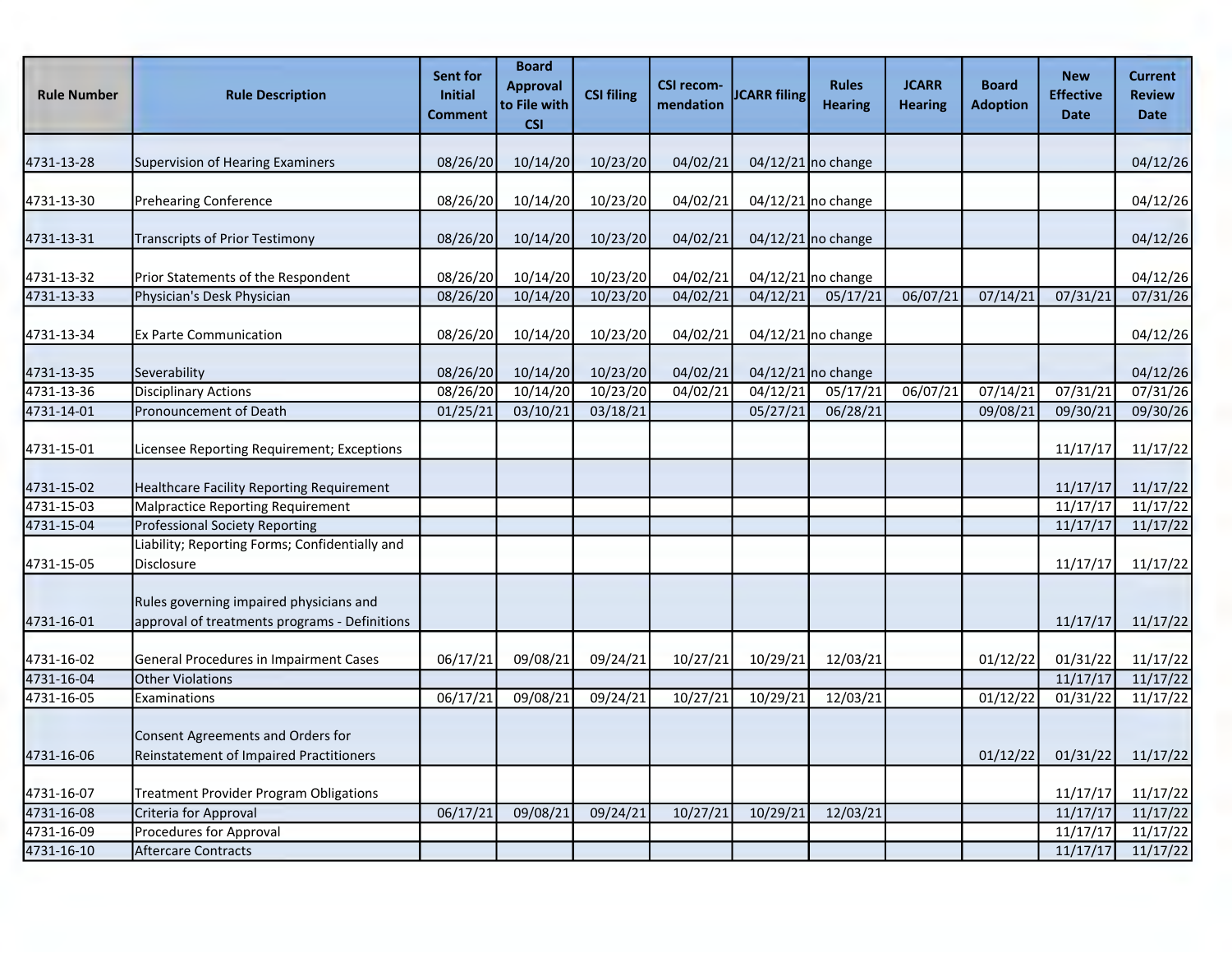| Rule Number | Rule Description | Sent for Initial Comment | Board Approval to File with CSI | CSI filing | CSI recom-mendation | JCARR filing | Rules Hearing | JCARR Hearing | Board Adoption | New Effective Date | Current Review Date |
|---|---|---|---|---|---|---|---|---|---|---|---|
| 4731-13-28 | Supervision of Hearing Examiners | 08/26/20 | 10/14/20 | 10/23/20 | 04/02/21 | 04/12/21 | no change | | | | 04/12/26 |
| 4731-13-30 | Prehearing Conference | 08/26/20 | 10/14/20 | 10/23/20 | 04/02/21 | 04/12/21 | no change | | | | 04/12/26 |
| 4731-13-31 | Transcripts of Prior Testimony | 08/26/20 | 10/14/20 | 10/23/20 | 04/02/21 | 04/12/21 | no change | | | | 04/12/26 |
| 4731-13-32 | Prior Statements of the Respondent | 08/26/20 | 10/14/20 | 10/23/20 | 04/02/21 | 04/12/21 | no change | | | | 04/12/26 |
| 4731-13-33 | Physician's Desk Physician | 08/26/20 | 10/14/20 | 10/23/20 | 04/02/21 | 04/12/21 | 05/17/21 | 06/07/21 | 07/14/21 | 07/31/21 | 07/31/26 |
| 4731-13-34 | Ex Parte Communication | 08/26/20 | 10/14/20 | 10/23/20 | 04/02/21 | 04/12/21 | no change | | | | 04/12/26 |
| 4731-13-35 | Severability | 08/26/20 | 10/14/20 | 10/23/20 | 04/02/21 | 04/12/21 | no change | | | | 04/12/26 |
| 4731-13-36 | Disciplinary Actions | 08/26/20 | 10/14/20 | 10/23/20 | 04/02/21 | 04/12/21 | 05/17/21 | 06/07/21 | 07/14/21 | 07/31/21 | 07/31/26 |
| 4731-14-01 | Pronouncement of Death | 01/25/21 | 03/10/21 | 03/18/21 | | 05/27/21 | 06/28/21 | | 09/08/21 | 09/30/21 | 09/30/26 |
| 4731-15-01 | Licensee Reporting Requirement; Exceptions | | | | | | | | | 11/17/17 | 11/17/22 |
| 4731-15-02 | Healthcare Facility Reporting Requirement | | | | | | | | | 11/17/17 | 11/17/22 |
| 4731-15-03 | Malpractice Reporting Requirement | | | | | | | | | 11/17/17 | 11/17/22 |
| 4731-15-04 | Professional Society Reporting | | | | | | | | | 11/17/17 | 11/17/22 |
| 4731-15-05 | Liability; Reporting Forms; Confidentially and Disclosure | | | | | | | | | 11/17/17 | 11/17/22 |
| 4731-16-01 | Rules governing impaired physicians and approval of treatments programs - Definitions | | | | | | | | | 11/17/17 | 11/17/22 |
| 4731-16-02 | General Procedures in Impairment Cases | 06/17/21 | 09/08/21 | 09/24/21 | 10/27/21 | 10/29/21 | 12/03/21 | | 01/12/22 | 01/31/22 | 11/17/22 |
| 4731-16-04 | Other Violations | | | | | | | | | 11/17/17 | 11/17/22 |
| 4731-16-05 | Examinations | 06/17/21 | 09/08/21 | 09/24/21 | 10/27/21 | 10/29/21 | 12/03/21 | | 01/12/22 | 01/31/22 | 11/17/22 |
| 4731-16-06 | Consent Agreements and Orders for Reinstatement of Impaired Practitioners | | | | | | | | 01/12/22 | 01/31/22 | 11/17/22 |
| 4731-16-07 | Treatment Provider Program Obligations | | | | | | | | | 11/17/17 | 11/17/22 |
| 4731-16-08 | Criteria for Approval | 06/17/21 | 09/08/21 | 09/24/21 | 10/27/21 | 10/29/21 | 12/03/21 | | | 11/17/17 | 11/17/22 |
| 4731-16-09 | Procedures for Approval | | | | | | | | | 11/17/17 | 11/17/22 |
| 4731-16-10 | Aftercare Contracts | | | | | | | | | 11/17/17 | 11/17/22 |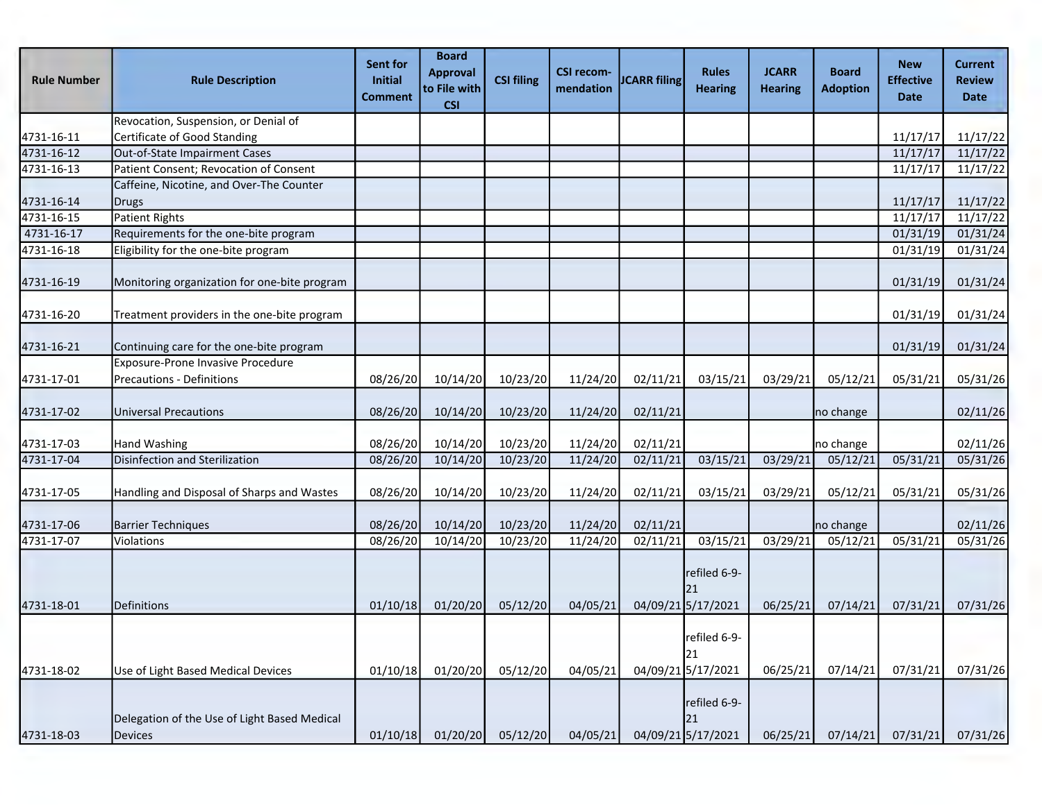| Rule Number | Rule Description | Sent for Initial Comment | Board Approval to File with CSI | CSI filing | CSI recom-mendation | JCARR filing | Rules Hearing | JCARR Hearing | Board Adoption | New Effective Date | Current Review Date |
|---|---|---|---|---|---|---|---|---|---|---|---|
| 4731-16-11 | Revocation, Suspension, or Denial of Certificate of Good Standing | | | | | | | | | 11/17/17 | 11/17/22 |
| 4731-16-12 | Out-of-State Impairment Cases | | | | | | | | | 11/17/17 | 11/17/22 |
| 4731-16-13 | Patient Consent; Revocation of Consent | | | | | | | | | 11/17/17 | 11/17/22 |
| 4731-16-14 | Caffeine, Nicotine, and Over-The Counter Drugs | | | | | | | | | 11/17/17 | 11/17/22 |
| 4731-16-15 | Patient Rights | | | | | | | | | 11/17/17 | 11/17/22 |
| 4731-16-17 | Requirements for the one-bite program | | | | | | | | | 01/31/19 | 01/31/24 |
| 4731-16-18 | Eligibility for the one-bite program | | | | | | | | | 01/31/19 | 01/31/24 |
| 4731-16-19 | Monitoring organization for one-bite program | | | | | | | | | 01/31/19 | 01/31/24 |
| 4731-16-20 | Treatment providers in the one-bite program | | | | | | | | | 01/31/19 | 01/31/24 |
| 4731-16-21 | Continuing care for the one-bite program | | | | | | | | | 01/31/19 | 01/31/24 |
| 4731-17-01 | Exposure-Prone Invasive Procedure Precautions - Definitions | 08/26/20 | 10/14/20 | 10/23/20 | 11/24/20 | 02/11/21 | 03/15/21 | 03/29/21 | 05/12/21 | 05/31/21 | 05/31/26 |
| 4731-17-02 | Universal Precautions | 08/26/20 | 10/14/20 | 10/23/20 | 11/24/20 | 02/11/21 | | | no change | | 02/11/26 |
| 4731-17-03 | Hand Washing | 08/26/20 | 10/14/20 | 10/23/20 | 11/24/20 | 02/11/21 | | | no change | | 02/11/26 |
| 4731-17-04 | Disinfection and Sterilization | 08/26/20 | 10/14/20 | 10/23/20 | 11/24/20 | 02/11/21 | 03/15/21 | 03/29/21 | 05/12/21 | 05/31/21 | 05/31/26 |
| 4731-17-05 | Handling and Disposal of Sharps and Wastes | 08/26/20 | 10/14/20 | 10/23/20 | 11/24/20 | 02/11/21 | 03/15/21 | 03/29/21 | 05/12/21 | 05/31/21 | 05/31/26 |
| 4731-17-06 | Barrier Techniques | 08/26/20 | 10/14/20 | 10/23/20 | 11/24/20 | 02/11/21 | | | no change | | 02/11/26 |
| 4731-17-07 | Violations | 08/26/20 | 10/14/20 | 10/23/20 | 11/24/20 | 02/11/21 | 03/15/21 | 03/29/21 | 05/12/21 | 05/31/21 | 05/31/26 |
| 4731-18-01 | Definitions | 01/10/18 | 01/20/20 | 05/12/20 | 04/05/21 | 04/09/21 | refiled 6-9-21 5/17/2021 | 06/25/21 | 07/14/21 | 07/31/21 | 07/31/26 |
| 4731-18-02 | Use of Light Based Medical Devices | 01/10/18 | 01/20/20 | 05/12/20 | 04/05/21 | 04/09/21 | refiled 6-9-21 5/17/2021 | 06/25/21 | 07/14/21 | 07/31/21 | 07/31/26 |
| 4731-18-03 | Delegation of the Use of Light Based Medical Devices | 01/10/18 | 01/20/20 | 05/12/20 | 04/05/21 | 04/09/21 | refiled 6-9-21 5/17/2021 | 06/25/21 | 07/14/21 | 07/31/21 | 07/31/26 |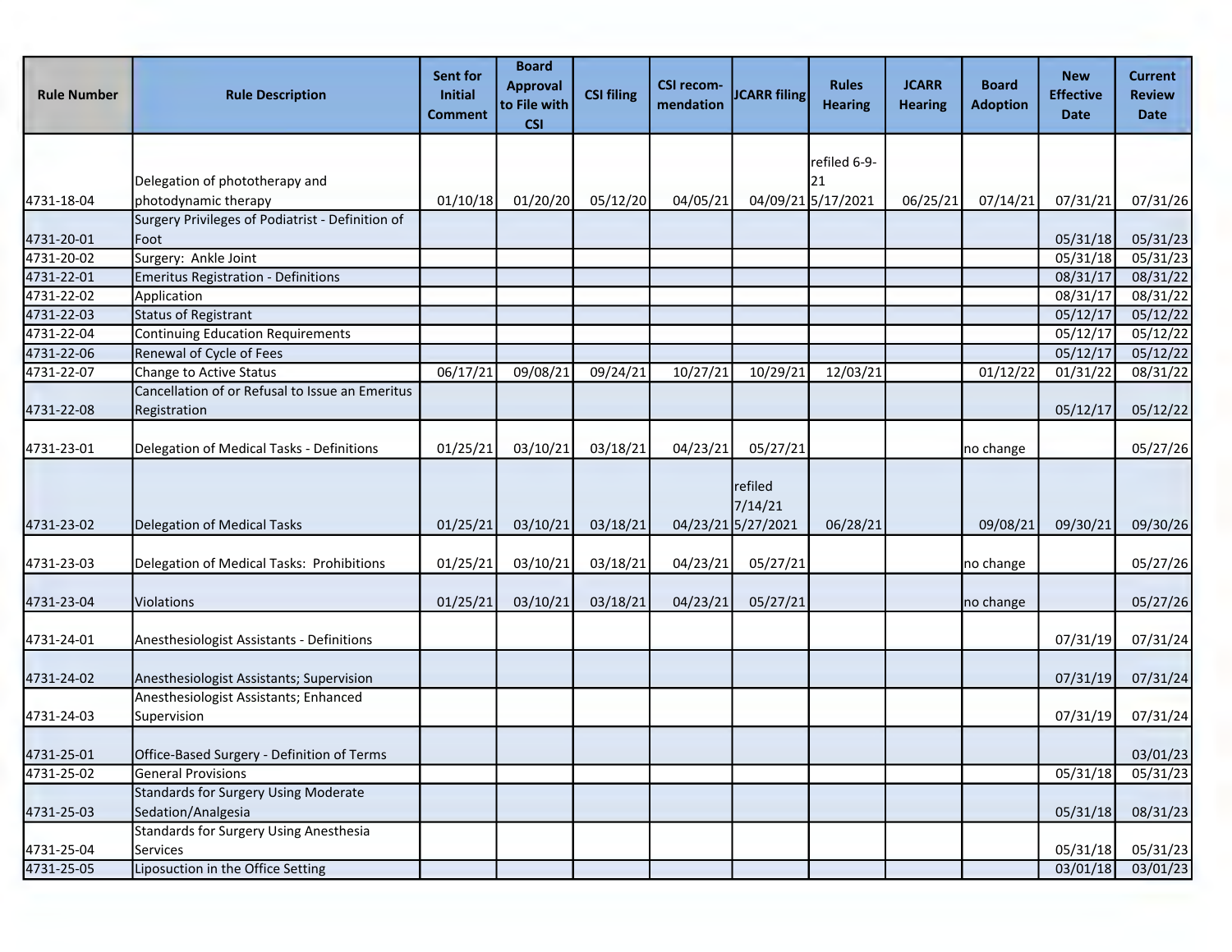| Rule Number | Rule Description | Sent for Initial Comment | Board Approval to File with CSI | CSI filing | CSI recom-mendation | JCARR filing | Rules Hearing | JCARR Hearing | Board Adoption | New Effective Date | Current Review Date |
|---|---|---|---|---|---|---|---|---|---|---|---|
| 4731-18-04 | Delegation of phototherapy and photodynamic therapy | 01/10/18 | 01/20/20 | 05/12/20 | 04/05/21 | 04/09/21 | refiled 6-9-21 5/17/2021 | 06/25/21 | 07/14/21 | 07/31/21 | 07/31/26 |
| 4731-20-01 | Surgery Privileges of Podiatrist - Definition of Foot | | | | | | | | | 05/31/18 | 05/31/23 |
| 4731-20-02 | Surgery: Ankle Joint | | | | | | | | | 05/31/18 | 05/31/23 |
| 4731-22-01 | Emeritus Registration - Definitions | | | | | | | | | 08/31/17 | 08/31/22 |
| 4731-22-02 | Application | | | | | | | | | 08/31/17 | 08/31/22 |
| 4731-22-03 | Status of Registrant | | | | | | | | | 05/12/17 | 05/12/22 |
| 4731-22-04 | Continuing Education Requirements | | | | | | | | | 05/12/17 | 05/12/22 |
| 4731-22-06 | Renewal of Cycle of Fees | | | | | | | | | 05/12/17 | 05/12/22 |
| 4731-22-07 | Change to Active Status | 06/17/21 | 09/08/21 | 09/24/21 | 10/27/21 | 10/29/21 | 12/03/21 | | 01/12/22 | 01/31/22 | 08/31/22 |
| 4731-22-08 | Cancellation of or Refusal to Issue an Emeritus Registration | | | | | | | | | 05/12/17 | 05/12/22 |
| 4731-23-01 | Delegation of Medical Tasks - Definitions | 01/25/21 | 03/10/21 | 03/18/21 | 04/23/21 | 05/27/21 | | | no change | | 05/27/26 |
| 4731-23-02 | Delegation of Medical Tasks | 01/25/21 | 03/10/21 | 03/18/21 | 04/23/21 | refiled 7/14/21 5/27/2021 | 06/28/21 | | 09/08/21 | 09/30/21 | 09/30/26 |
| 4731-23-03 | Delegation of Medical Tasks: Prohibitions | 01/25/21 | 03/10/21 | 03/18/21 | 04/23/21 | 05/27/21 | | | no change | | 05/27/26 |
| 4731-23-04 | Violations | 01/25/21 | 03/10/21 | 03/18/21 | 04/23/21 | 05/27/21 | | | no change | | 05/27/26 |
| 4731-24-01 | Anesthesiologist Assistants - Definitions | | | | | | | | | 07/31/19 | 07/31/24 |
| 4731-24-02 | Anesthesiologist Assistants; Supervision | | | | | | | | | 07/31/19 | 07/31/24 |
| 4731-24-03 | Anesthesiologist Assistants; Enhanced Supervision | | | | | | | | | 07/31/19 | 07/31/24 |
| 4731-25-01 | Office-Based Surgery - Definition of Terms | | | | | | | | | | 03/01/23 |
| 4731-25-02 | General Provisions | | | | | | | | | 05/31/18 | 05/31/23 |
| 4731-25-03 | Standards for Surgery Using Moderate Sedation/Analgesia | | | | | | | | | 05/31/18 | 08/31/23 |
| 4731-25-04 | Standards for Surgery Using Anesthesia Services | | | | | | | | | 05/31/18 | 05/31/23 |
| 4731-25-05 | Liposuction in the Office Setting | | | | | | | | | 03/01/18 | 03/01/23 |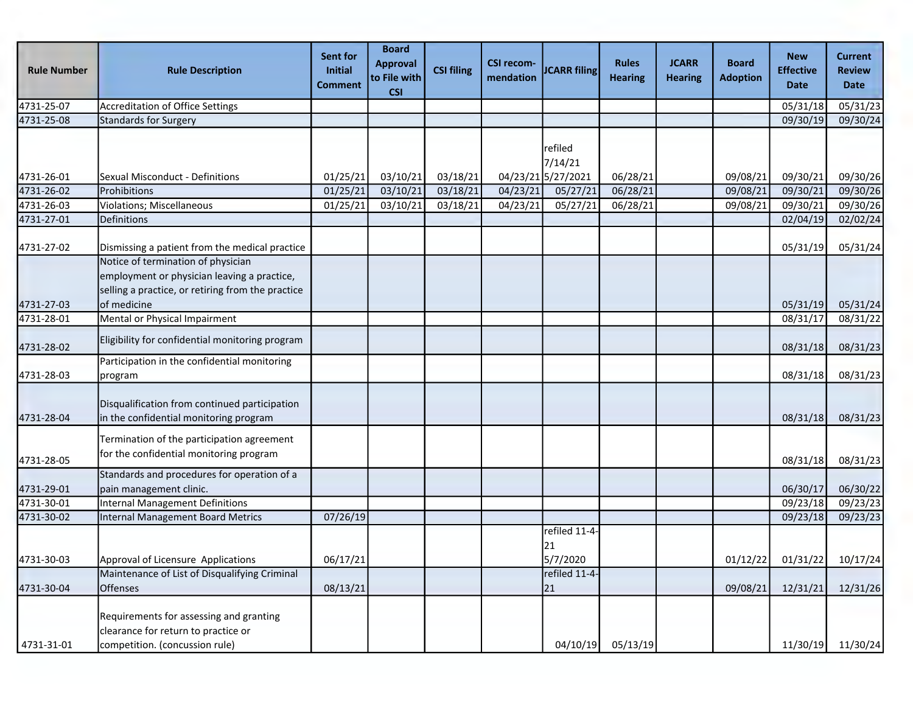| Rule Number | Rule Description | Sent for Initial Comment | Board Approval to File with CSI | CSI filing | CSI recom-mendation | JCARR filing | Rules Hearing | JCARR Hearing | Board Adoption | New Effective Date | Current Review Date |
|---|---|---|---|---|---|---|---|---|---|---|---|
| 4731-25-07 | Accreditation of Office Settings | | | | | | | | | 05/31/18 | 05/31/23 |
| 4731-25-08 | Standards for Surgery | | | | | | | | | 09/30/19 | 09/30/24 |
| 4731-26-01 | Sexual Misconduct - Definitions | 01/25/21 | 03/10/21 | 03/18/21 | 04/23/21 | refiled 7/14/21 5/27/2021 | 06/28/21 | | 09/08/21 | 09/30/21 | 09/30/26 |
| 4731-26-02 | Prohibitions | 01/25/21 | 03/10/21 | 03/18/21 | 04/23/21 | 05/27/21 | 06/28/21 | | 09/08/21 | 09/30/21 | 09/30/26 |
| 4731-26-03 | Violations; Miscellaneous | 01/25/21 | 03/10/21 | 03/18/21 | 04/23/21 | 05/27/21 | 06/28/21 | | 09/08/21 | 09/30/21 | 09/30/26 |
| 4731-27-01 | Definitions | | | | | | | | | 02/04/19 | 02/02/24 |
| 4731-27-02 | Dismissing a patient from the medical practice | | | | | | | | | 05/31/19 | 05/31/24 |
| 4731-27-03 | Notice of termination of physician employment or physician leaving a practice, selling a practice, or retiring from the practice of medicine | | | | | | | | | 05/31/19 | 05/31/24 |
| 4731-28-01 | Mental or Physical Impairment | | | | | | | | | 08/31/17 | 08/31/22 |
| 4731-28-02 | Eligibility for confidential monitoring program | | | | | | | | | 08/31/18 | 08/31/23 |
| 4731-28-03 | Participation in the confidential monitoring program | | | | | | | | | 08/31/18 | 08/31/23 |
| 4731-28-04 | Disqualification from continued participation in the confidential monitoring program | | | | | | | | | 08/31/18 | 08/31/23 |
| 4731-28-05 | Termination of the participation agreement for the confidential monitoring program | | | | | | | | | 08/31/18 | 08/31/23 |
| 4731-29-01 | Standards and procedures for operation of a pain management clinic. | | | | | | | | | 06/30/17 | 06/30/22 |
| 4731-30-01 | Internal Management Definitions | | | | | | | | | 09/23/18 | 09/23/23 |
| 4731-30-02 | Internal Management Board Metrics | 07/26/19 | | | | | | | | 09/23/18 | 09/23/23 |
| 4731-30-03 | Approval of Licensure Applications | 06/17/21 | | | | refiled 11-4-21 5/7/2020 | | | 01/12/22 | 01/31/22 | 10/17/24 |
| 4731-30-04 | Maintenance of List of Disqualifying Criminal Offenses | 08/13/21 | | | | refiled 11-4-21 | | | 09/08/21 | 12/31/21 | 12/31/26 |
| 4731-31-01 | Requirements for assessing and granting clearance for return to practice or competition. (concussion rule) | | | | | 04/10/19 | 05/13/19 | | | 11/30/19 | 11/30/24 |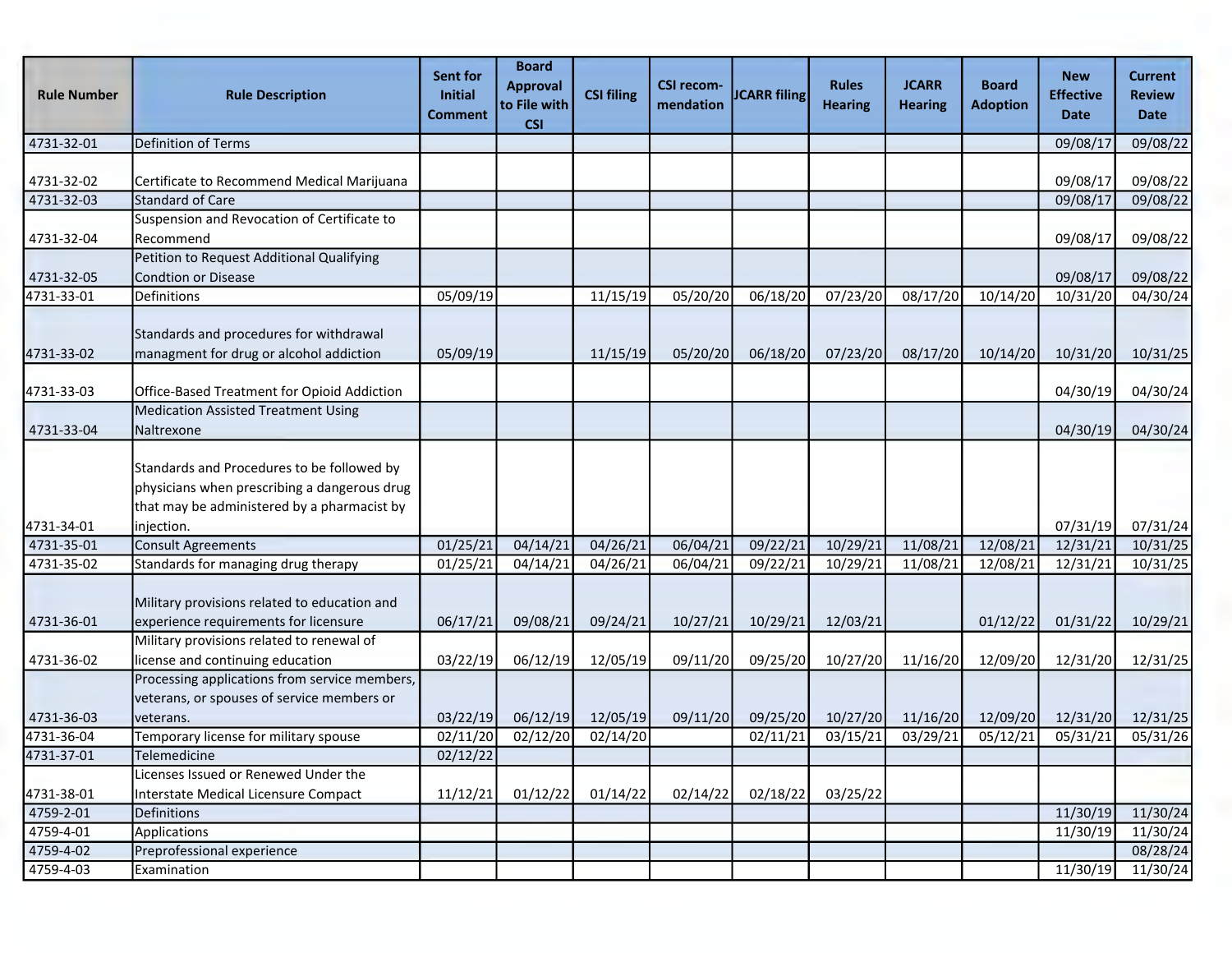| Rule Number | Rule Description | Sent for Initial Comment | Board Approval to File with CSI | CSI filing | CSI recom-mendation | JCARR filing | Rules Hearing | JCARR Hearing | Board Adoption | New Effective Date | Current Review Date |
|---|---|---|---|---|---|---|---|---|---|---|---|
| 4731-32-01 | Definition of Terms | | | | | | | | | 09/08/17 | 09/08/22 |
| 4731-32-02 | Certificate to Recommend Medical Marijuana | | | | | | | | | 09/08/17 | 09/08/22 |
| 4731-32-03 | Standard of Care | | | | | | | | | 09/08/17 | 09/08/22 |
| 4731-32-04 | Suspension and Revocation of Certificate to Recommend | | | | | | | | | 09/08/17 | 09/08/22 |
| 4731-32-05 | Petition to Request Additional Qualifying Condtion or Disease | | | | | | | | | 09/08/17 | 09/08/22 |
| 4731-33-01 | Definitions | 05/09/19 | | 11/15/19 | 05/20/20 | 06/18/20 | 07/23/20 | 08/17/20 | 10/14/20 | 10/31/20 | 04/30/24 |
| 4731-33-02 | Standards and procedures for withdrawal managment for drug or alcohol addiction | 05/09/19 | | 11/15/19 | 05/20/20 | 06/18/20 | 07/23/20 | 08/17/20 | 10/14/20 | 10/31/20 | 10/31/25 |
| 4731-33-03 | Office-Based Treatment for Opioid Addiction | | | | | | | | | 04/30/19 | 04/30/24 |
| 4731-33-04 | Medication Assisted Treatment Using Naltrexone | | | | | | | | | 04/30/19 | 04/30/24 |
| 4731-34-01 | Standards and Procedures to be followed by physicians when prescribing a dangerous drug that may be administered by a pharmacist by injection. | | | | | | | | | 07/31/19 | 07/31/24 |
| 4731-35-01 | Consult Agreements | 01/25/21 | 04/14/21 | 04/26/21 | 06/04/21 | 09/22/21 | 10/29/21 | 11/08/21 | 12/08/21 | 12/31/21 | 10/31/25 |
| 4731-35-02 | Standards for managing drug therapy | 01/25/21 | 04/14/21 | 04/26/21 | 06/04/21 | 09/22/21 | 10/29/21 | 11/08/21 | 12/08/21 | 12/31/21 | 10/31/25 |
| 4731-36-01 | Military provisions related to education and experience requirements for licensure | 06/17/21 | 09/08/21 | 09/24/21 | 10/27/21 | 10/29/21 | 12/03/21 | | 01/12/22 | 01/31/22 | 10/29/21 |
| 4731-36-02 | Military provisions related to renewal of license and continuing education | 03/22/19 | 06/12/19 | 12/05/19 | 09/11/20 | 09/25/20 | 10/27/20 | 11/16/20 | 12/09/20 | 12/31/20 | 12/31/25 |
| 4731-36-03 | Processing applications from service members, veterans, or spouses of service members or veterans. | 03/22/19 | 06/12/19 | 12/05/19 | 09/11/20 | 09/25/20 | 10/27/20 | 11/16/20 | 12/09/20 | 12/31/20 | 12/31/25 |
| 4731-36-04 | Temporary license for military spouse | 02/11/20 | 02/12/20 | 02/14/20 | | 02/11/21 | 03/15/21 | 03/29/21 | 05/12/21 | 05/31/21 | 05/31/26 |
| 4731-37-01 | Telemedicine | 02/12/22 | | | | | | | | | |
| 4731-38-01 | Licenses Issued or Renewed Under the Interstate Medical Licensure Compact | 11/12/21 | 01/12/22 | 01/14/22 | 02/14/22 | 02/18/22 | 03/25/22 | | | | |
| 4759-2-01 | Definitions | | | | | | | | | 11/30/19 | 11/30/24 |
| 4759-4-01 | Applications | | | | | | | | | 11/30/19 | 11/30/24 |
| 4759-4-02 | Preprofessional experience | | | | | | | | | | 08/28/24 |
| 4759-4-03 | Examination | | | | | | | | | 11/30/19 | 11/30/24 |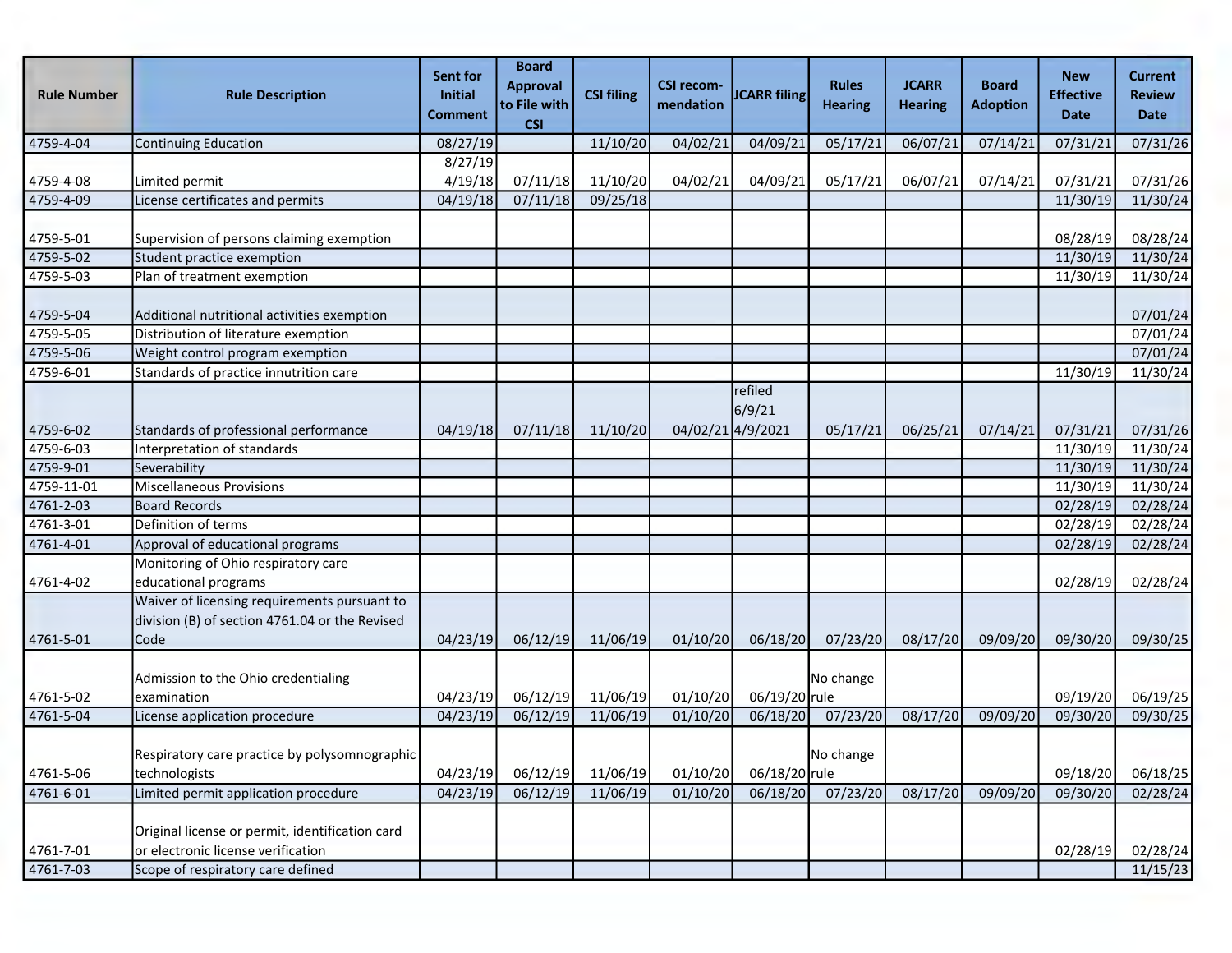| Rule Number | Rule Description | Sent for Initial Comment | Board Approval to File with CSI | CSI filing | CSI recom-mendation | JCARR filing | Rules Hearing | JCARR Hearing | Board Adoption | New Effective Date | Current Review Date |
|---|---|---|---|---|---|---|---|---|---|---|---|
| 4759-4-04 | Continuing Education | 08/27/19 | | 11/10/20 | 04/02/21 | 04/09/21 | 05/17/21 | 06/07/21 | 07/14/21 | 07/31/21 | 07/31/26 |
| 4759-4-08 | Limited permit | 8/27/19 4/19/18 | 07/11/18 | 11/10/20 | 04/02/21 | 04/09/21 | 05/17/21 | 06/07/21 | 07/14/21 | 07/31/21 | 07/31/26 |
| 4759-4-09 | License certificates and permits | 04/19/18 | 07/11/18 | 09/25/18 | | | | | | 11/30/19 | 11/30/24 |
| 4759-5-01 | Supervision of persons claiming exemption | | | | | | | | | 08/28/19 | 08/28/24 |
| 4759-5-02 | Student practice exemption | | | | | | | | | 11/30/19 | 11/30/24 |
| 4759-5-03 | Plan of treatment exemption | | | | | | | | | 11/30/19 | 11/30/24 |
| 4759-5-04 | Additional nutritional activities exemption | | | | | | | | | | 07/01/24 |
| 4759-5-05 | Distribution of literature exemption | | | | | | | | | | 07/01/24 |
| 4759-5-06 | Weight control program exemption | | | | | | | | | | 07/01/24 |
| 4759-6-01 | Standards of practice innutrition care | | | | | | | | | 11/30/19 | 11/30/24 |
| 4759-6-02 | Standards of professional performance | 04/19/18 | 07/11/18 | 11/10/20 | 04/02/21 | refiled 6/9/21 4/9/2021 | 05/17/21 | 06/25/21 | 07/14/21 | 07/31/21 | 07/31/26 |
| 4759-6-03 | Interpretation of standards | | | | | | | | | 11/30/19 | 11/30/24 |
| 4759-9-01 | Severability | | | | | | | | | 11/30/19 | 11/30/24 |
| 4759-11-01 | Miscellaneous Provisions | | | | | | | | | 11/30/19 | 11/30/24 |
| 4761-2-03 | Board Records | | | | | | | | | 02/28/19 | 02/28/24 |
| 4761-3-01 | Definition of terms | | | | | | | | | 02/28/19 | 02/28/24 |
| 4761-4-01 | Approval of educational programs | | | | | | | | | 02/28/19 | 02/28/24 |
| 4761-4-02 | Monitoring of Ohio respiratory care educational programs | | | | | | | | | 02/28/19 | 02/28/24 |
| 4761-5-01 | Waiver of licensing requirements pursuant to division (B) of section 4761.04 or the Revised Code | 04/23/19 | 06/12/19 | 11/06/19 | 01/10/20 | 06/18/20 | 07/23/20 | 08/17/20 | 09/09/20 | 09/30/20 | 09/30/25 |
| 4761-5-02 | Admission to the Ohio credentialing examination | 04/23/19 | 06/12/19 | 11/06/19 | 01/10/20 | 06/19/20 | No change rule | | | 09/19/20 | 06/19/25 |
| 4761-5-04 | License application procedure | 04/23/19 | 06/12/19 | 11/06/19 | 01/10/20 | 06/18/20 | 07/23/20 | 08/17/20 | 09/09/20 | 09/30/20 | 09/30/25 |
| 4761-5-06 | Respiratory care practice by polysomnographic technologists | 04/23/19 | 06/12/19 | 11/06/19 | 01/10/20 | 06/18/20 | No change rule | | | 09/18/20 | 06/18/25 |
| 4761-6-01 | Limited permit application procedure | 04/23/19 | 06/12/19 | 11/06/19 | 01/10/20 | 06/18/20 | 07/23/20 | 08/17/20 | 09/09/20 | 09/30/20 | 02/28/24 |
| 4761-7-01 | Original license or permit, identification card or electronic license verification | | | | | | | | | 02/28/19 | 02/28/24 |
| 4761-7-03 | Scope of respiratory care defined | | | | | | | | | | 11/15/23 |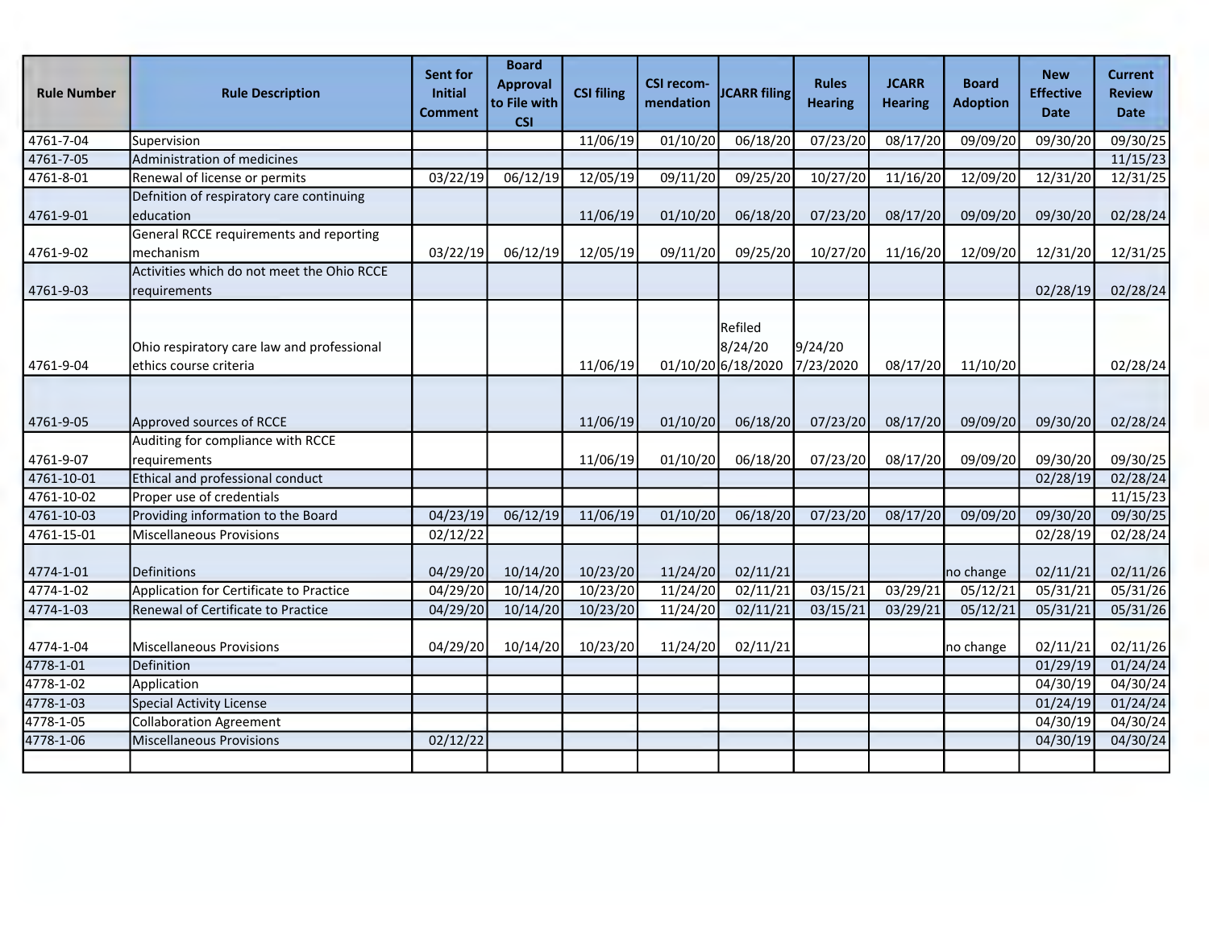| Rule Number | Rule Description | Sent for Initial Comment | Board Approval to File with CSI | CSI filing | CSI recom-mendation | JCARR filing | Rules Hearing | JCARR Hearing | Board Adoption | New Effective Date | Current Review Date |
|---|---|---|---|---|---|---|---|---|---|---|---|
| 4761-7-04 | Supervision | | | 11/06/19 | 01/10/20 | 06/18/20 | 07/23/20 | 08/17/20 | 09/09/20 | 09/30/20 | 09/30/25 |
| 4761-7-05 | Administration of medicines | | | | | | | | | | 11/15/23 |
| 4761-8-01 | Renewal of license or permits | 03/22/19 | 06/12/19 | 12/05/19 | 09/11/20 | 09/25/20 | 10/27/20 | 11/16/20 | 12/09/20 | 12/31/20 | 12/31/25 |
| 4761-9-01 | Defnition of respiratory care continuing education | | | 11/06/19 | 01/10/20 | 06/18/20 | 07/23/20 | 08/17/20 | 09/09/20 | 09/30/20 | 02/28/24 |
| 4761-9-02 | General RCCE requirements and reporting mechanism | 03/22/19 | 06/12/19 | 12/05/19 | 09/11/20 | 09/25/20 | 10/27/20 | 11/16/20 | 12/09/20 | 12/31/20 | 12/31/25 |
| 4761-9-03 | Activities which do not meet the Ohio RCCE requirements | | | | | | | | | 02/28/19 | 02/28/24 |
| 4761-9-04 | Ohio respiratory care law and professional ethics course criteria | | | 11/06/19 | 01/10/20 | Refiled 8/24/20 6/18/2020 | 9/24/20 7/23/2020 | 08/17/20 | 11/10/20 | | 02/28/24 |
| 4761-9-05 | Approved sources of RCCE | | | 11/06/19 | 01/10/20 | 06/18/20 | 07/23/20 | 08/17/20 | 09/09/20 | 09/30/20 | 02/28/24 |
| 4761-9-07 | Auditing for compliance with RCCE requirements | | | 11/06/19 | 01/10/20 | 06/18/20 | 07/23/20 | 08/17/20 | 09/09/20 | 09/30/20 | 09/30/25 |
| 4761-10-01 | Ethical and professional conduct | | | | | | | | | 02/28/19 | 02/28/24 |
| 4761-10-02 | Proper use of credentials | | | | | | | | | | 11/15/23 |
| 4761-10-03 | Providing information to the Board | 04/23/19 | 06/12/19 | 11/06/19 | 01/10/20 | 06/18/20 | 07/23/20 | 08/17/20 | 09/09/20 | 09/30/20 | 09/30/25 |
| 4761-15-01 | Miscellaneous Provisions | 02/12/22 | | | | | | | | 02/28/19 | 02/28/24 |
| 4774-1-01 | Definitions | 04/29/20 | 10/14/20 | 10/23/20 | 11/24/20 | 02/11/21 | | | no change | 02/11/21 | 02/11/26 |
| 4774-1-02 | Application for Certificate to Practice | 04/29/20 | 10/14/20 | 10/23/20 | 11/24/20 | 02/11/21 | 03/15/21 | 03/29/21 | 05/12/21 | 05/31/21 | 05/31/26 |
| 4774-1-03 | Renewal of Certificate to Practice | 04/29/20 | 10/14/20 | 10/23/20 | 11/24/20 | 02/11/21 | 03/15/21 | 03/29/21 | 05/12/21 | 05/31/21 | 05/31/26 |
| 4774-1-04 | Miscellaneous Provisions | 04/29/20 | 10/14/20 | 10/23/20 | 11/24/20 | 02/11/21 | | | no change | 02/11/21 | 02/11/26 |
| 4778-1-01 | Definition | | | | | | | | | 01/29/19 | 01/24/24 |
| 4778-1-02 | Application | | | | | | | | | 04/30/19 | 04/30/24 |
| 4778-1-03 | Special Activity License | | | | | | | | | 01/24/19 | 01/24/24 |
| 4778-1-05 | Collaboration Agreement | | | | | | | | | 04/30/19 | 04/30/24 |
| 4778-1-06 | Miscellaneous Provisions | 02/12/22 | | | | | | | | 04/30/19 | 04/30/24 |
| | | | | | | | | | | | |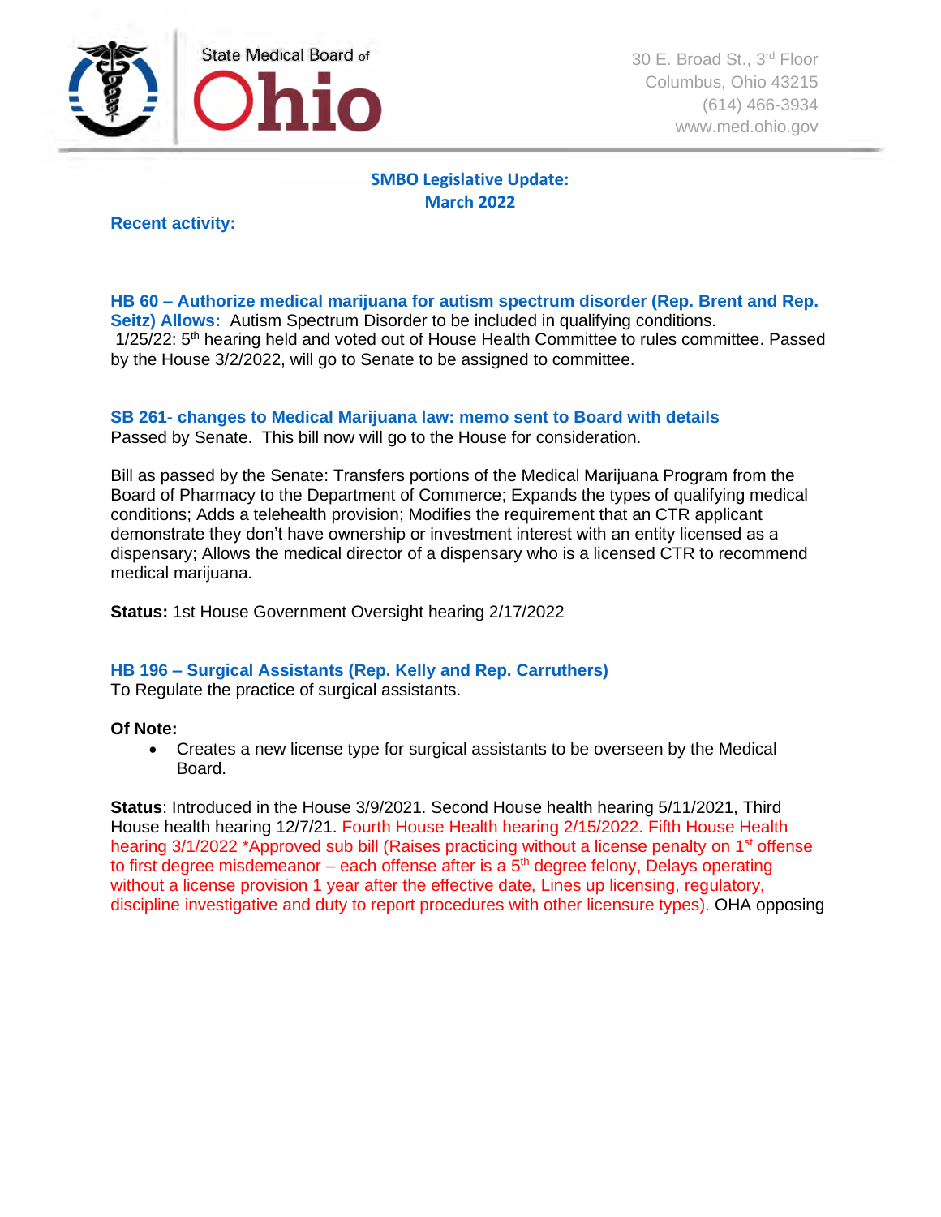State Medical Board of Ohio

30 E. Broad St., 3rd Floor
Columbus, Ohio 43215
(614) 466-3934
www.med.ohio.gov

## SMBO Legislative Update: March 2022

**Recent activity:**

**HB 60 – Authorize medical marijuana for autism spectrum disorder (Rep. Brent and Rep. Seitz) Allows:** Autism Spectrum Disorder to be included in qualifying conditions.
1/25/22: 5th hearing held and voted out of House Health Committee to rules committee. Passed by the House 3/2/2022, will go to Senate to be assigned to committee.

**SB 261- changes to Medical Marijuana law: memo sent to Board with details**
Passed by Senate. This bill now will go to the House for consideration.

Bill as passed by the Senate: Transfers portions of the Medical Marijuana Program from the Board of Pharmacy to the Department of Commerce; Expands the types of qualifying medical conditions; Adds a telehealth provision; Modifies the requirement that an CTR applicant demonstrate they don't have ownership or investment interest with an entity licensed as a dispensary; Allows the medical director of a dispensary who is a licensed CTR to recommend medical marijuana.

**Status:** 1st House Government Oversight hearing 2/17/2022

**HB 196 – Surgical Assistants (Rep. Kelly and Rep. Carruthers)**
To Regulate the practice of surgical assistants.

**Of Note:**

- Creates a new license type for surgical assistants to be overseen by the Medical Board.

**Status**: Introduced in the House 3/9/2021. Second House health hearing 5/11/2021, Third House health hearing 12/7/21. Fourth House Health hearing 2/15/2022. Fifth House Health hearing 3/1/2022 *Approved sub bill (Raises practicing without a license penalty on 1st offense to first degree misdemeanor – each offense after is a 5th degree felony, Delays operating without a license provision 1 year after the effective date, Lines up licensing, regulatory, discipline investigative and duty to report procedures with other licensure types). OHA opposing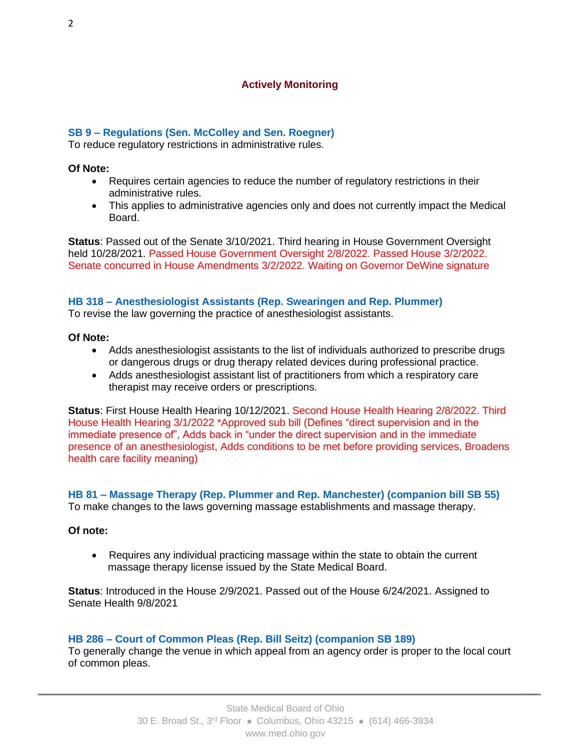## Actively Monitoring

### SB 9 – Regulations (Sen. McColley and Sen. Roegner)

To reduce regulatory restrictions in administrative rules.

**Of Note:**

- Requires certain agencies to reduce the number of regulatory restrictions in their administrative rules.
- This applies to administrative agencies only and does not currently impact the Medical Board.

**Status**: Passed out of the Senate 3/10/2021. Third hearing in House Government Oversight held 10/28/2021. Passed House Government Oversight 2/8/2022. Passed House 3/2/2022. Senate concurred in House Amendments 3/2/2022. Waiting on Governor DeWine signature

### HB 318 – Anesthesiologist Assistants (Rep. Swearingen and Rep. Plummer)

To revise the law governing the practice of anesthesiologist assistants.

**Of Note:**

- Adds anesthesiologist assistants to the list of individuals authorized to prescribe drugs or dangerous drugs or drug therapy related devices during professional practice.
- Adds anesthesiologist assistant list of practitioners from which a respiratory care therapist may receive orders or prescriptions.

**Status**: First House Health Hearing 10/12/2021. Second House Health Hearing 2/8/2022. Third House Health Hearing 3/1/2022 *Approved sub bill (Defines "direct supervision and in the immediate presence of", Adds back in "under the direct supervision and in the immediate presence of an anesthesiologist, Adds conditions to be met before providing services, Broadens health care facility meaning)

### HB 81 – Massage Therapy (Rep. Plummer and Rep. Manchester) (companion bill SB 55)

To make changes to the laws governing massage establishments and massage therapy.

**Of note:**

- Requires any individual practicing massage within the state to obtain the current massage therapy license issued by the State Medical Board.

**Status**: Introduced in the House 2/9/2021. Passed out of the House 6/24/2021. Assigned to Senate Health 9/8/2021

### HB 286 – Court of Common Pleas (Rep. Bill Seitz) (companion SB 189)

To generally change the venue in which appeal from an agency order is proper to the local court of common pleas.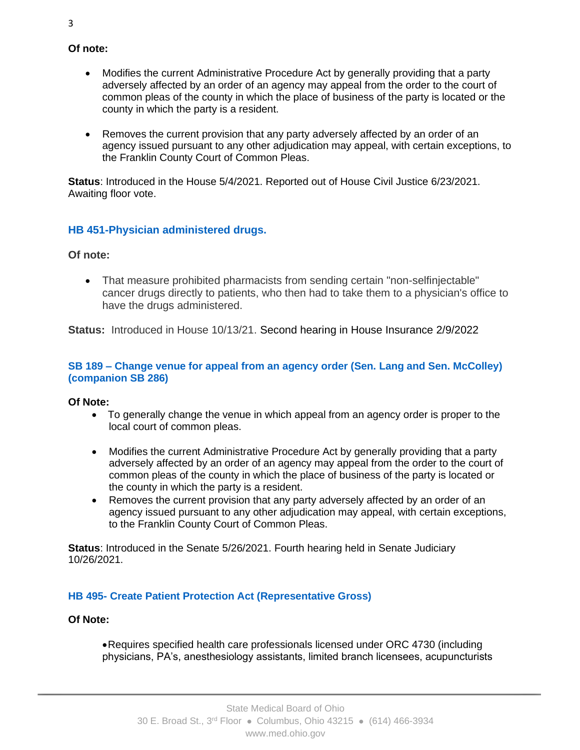**Of note:**

- Modifies the current Administrative Procedure Act by generally providing that a party adversely affected by an order of an agency may appeal from the order to the court of common pleas of the county in which the place of business of the party is located or the county in which the party is a resident.

- Removes the current provision that any party adversely affected by an order of an agency issued pursuant to any other adjudication may appeal, with certain exceptions, to the Franklin County Court of Common Pleas.

**Status**: Introduced in the House 5/4/2021. Reported out of House Civil Justice 6/23/2021. Awaiting floor vote.

### HB 451-Physician administered drugs.

**Of note:**

- That measure prohibited pharmacists from sending certain "non-selfinjectable" cancer drugs directly to patients, who then had to take them to a physician's office to have the drugs administered.

**Status:** Introduced in House 10/13/21. Second hearing in House Insurance 2/9/2022

### SB 189 – Change venue for appeal from an agency order (Sen. Lang and Sen. McColley) (companion SB 286)

**Of Note:**

- To generally change the venue in which appeal from an agency order is proper to the local court of common pleas.

- Modifies the current Administrative Procedure Act by generally providing that a party adversely affected by an order of an agency may appeal from the order to the court of common pleas of the county in which the place of business of the party is located or the county in which the party is a resident.
- Removes the current provision that any party adversely affected by an order of an agency issued pursuant to any other adjudication may appeal, with certain exceptions, to the Franklin County Court of Common Pleas.

**Status**: Introduced in the Senate 5/26/2021. Fourth hearing held in Senate Judiciary 10/26/2021.

### HB 495- Create Patient Protection Act (Representative Gross)

**Of Note:**

- Requires specified health care professionals licensed under ORC 4730 (including physicians, PA's, anesthesiology assistants, limited branch licensees, acupuncturists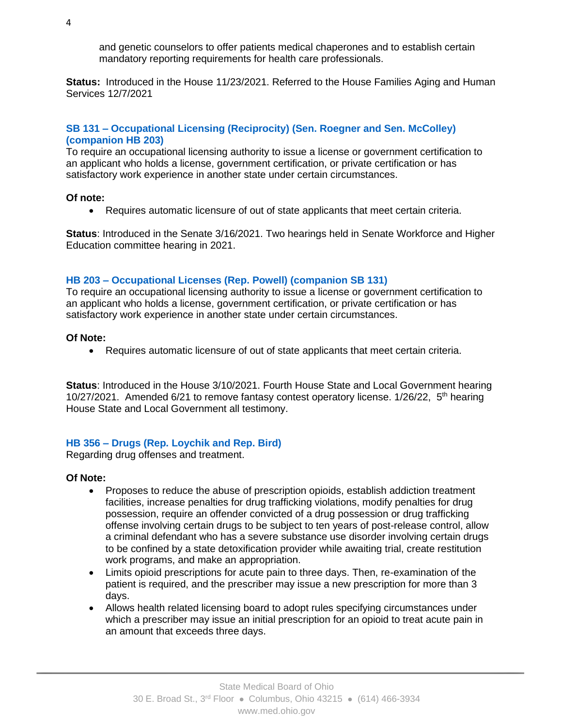and genetic counselors to offer patients medical chaperones and to establish certain mandatory reporting requirements for health care professionals.

**Status:** Introduced in the House 11/23/2021. Referred to the House Families Aging and Human Services 12/7/2021

### SB 131 – Occupational Licensing (Reciprocity) (Sen. Roegner and Sen. McColley) (companion HB 203)

To require an occupational licensing authority to issue a license or government certification to an applicant who holds a license, government certification, or private certification or has satisfactory work experience in another state under certain circumstances.

**Of note:**

- Requires automatic licensure of out of state applicants that meet certain criteria.

**Status**: Introduced in the Senate 3/16/2021. Two hearings held in Senate Workforce and Higher Education committee hearing in 2021.

### HB 203 – Occupational Licenses (Rep. Powell) (companion SB 131)

To require an occupational licensing authority to issue a license or government certification to an applicant who holds a license, government certification, or private certification or has satisfactory work experience in another state under certain circumstances.

**Of Note:**

- Requires automatic licensure of out of state applicants that meet certain criteria.

**Status**: Introduced in the House 3/10/2021. Fourth House State and Local Government hearing 10/27/2021. Amended 6/21 to remove fantasy contest operatory license. 1/26/22, 5th hearing House State and Local Government all testimony.

### HB 356 – Drugs (Rep. Loychik and Rep. Bird)

Regarding drug offenses and treatment.

**Of Note:**

- Proposes to reduce the abuse of prescription opioids, establish addiction treatment facilities, increase penalties for drug trafficking violations, modify penalties for drug possession, require an offender convicted of a drug possession or drug trafficking offense involving certain drugs to be subject to ten years of post-release control, allow a criminal defendant who has a severe substance use disorder involving certain drugs to be confined by a state detoxification provider while awaiting trial, create restitution work programs, and make an appropriation.
- Limits opioid prescriptions for acute pain to three days. Then, re-examination of the patient is required, and the prescriber may issue a new prescription for more than 3 days.
- Allows health related licensing board to adopt rules specifying circumstances under which a prescriber may issue an initial prescription for an opioid to treat acute pain in an amount that exceeds three days.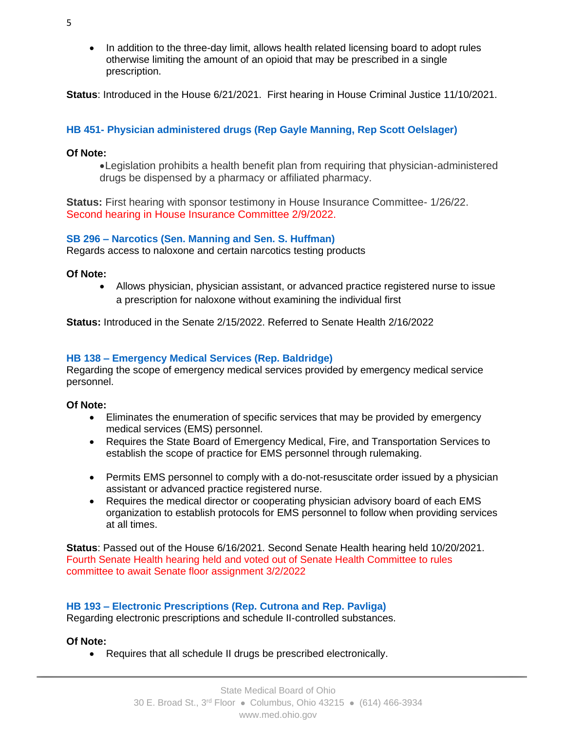- In addition to the three-day limit, allows health related licensing board to adopt rules otherwise limiting the amount of an opioid that may be prescribed in a single prescription.

**Status**: Introduced in the House 6/21/2021. First hearing in House Criminal Justice 11/10/2021.

### HB 451- Physician administered drugs (Rep Gayle Manning, Rep Scott Oelslager)

**Of Note:**

- Legislation prohibits a health benefit plan from requiring that physician-administered drugs be dispensed by a pharmacy or affiliated pharmacy.

**Status:** First hearing with sponsor testimony in House Insurance Committee- 1/26/22. Second hearing in House Insurance Committee 2/9/2022.

### SB 296 – Narcotics (Sen. Manning and Sen. S. Huffman)

Regards access to naloxone and certain narcotics testing products

**Of Note:**

- Allows physician, physician assistant, or advanced practice registered nurse to issue a prescription for naloxone without examining the individual first

**Status:** Introduced in the Senate 2/15/2022. Referred to Senate Health 2/16/2022

### HB 138 – Emergency Medical Services (Rep. Baldridge)

Regarding the scope of emergency medical services provided by emergency medical service personnel.

**Of Note:**

- Eliminates the enumeration of specific services that may be provided by emergency medical services (EMS) personnel.
- Requires the State Board of Emergency Medical, Fire, and Transportation Services to establish the scope of practice for EMS personnel through rulemaking.
- Permits EMS personnel to comply with a do-not-resuscitate order issued by a physician assistant or advanced practice registered nurse.
- Requires the medical director or cooperating physician advisory board of each EMS organization to establish protocols for EMS personnel to follow when providing services at all times.

**Status**: Passed out of the House 6/16/2021. Second Senate Health hearing held 10/20/2021. Fourth Senate Health hearing held and voted out of Senate Health Committee to rules committee to await Senate floor assignment 3/2/2022

### HB 193 – Electronic Prescriptions (Rep. Cutrona and Rep. Pavliga)

Regarding electronic prescriptions and schedule II-controlled substances.

**Of Note:**

- Requires that all schedule II drugs be prescribed electronically.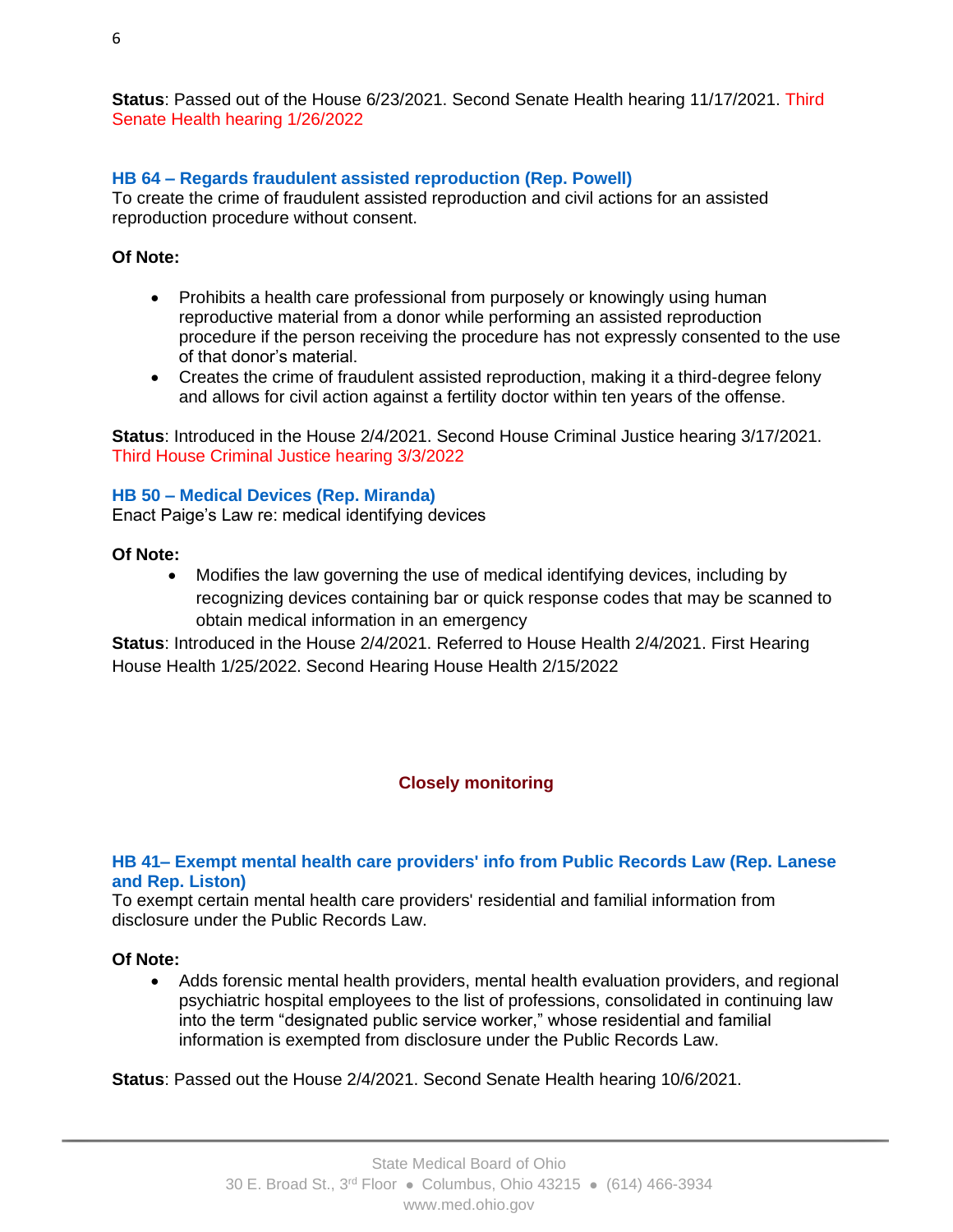**Status**: Passed out of the House 6/23/2021. Second Senate Health hearing 11/17/2021. Third Senate Health hearing 1/26/2022

### HB 64 – Regards fraudulent assisted reproduction (Rep. Powell)

To create the crime of fraudulent assisted reproduction and civil actions for an assisted reproduction procedure without consent.

**Of Note:**

- Prohibits a health care professional from purposely or knowingly using human reproductive material from a donor while performing an assisted reproduction procedure if the person receiving the procedure has not expressly consented to the use of that donor's material.
- Creates the crime of fraudulent assisted reproduction, making it a third-degree felony and allows for civil action against a fertility doctor within ten years of the offense.

**Status**: Introduced in the House 2/4/2021. Second House Criminal Justice hearing 3/17/2021. Third House Criminal Justice hearing 3/3/2022

### HB 50 – Medical Devices (Rep. Miranda)

Enact Paige's Law re: medical identifying devices

**Of Note:**

- Modifies the law governing the use of medical identifying devices, including by recognizing devices containing bar or quick response codes that may be scanned to obtain medical information in an emergency

**Status**: Introduced in the House 2/4/2021. Referred to House Health 2/4/2021. First Hearing House Health 1/25/2022. Second Hearing House Health 2/15/2022

## Closely monitoring

### HB 41– Exempt mental health care providers' info from Public Records Law (Rep. Lanese and Rep. Liston)

To exempt certain mental health care providers' residential and familial information from disclosure under the Public Records Law.

**Of Note:**

- Adds forensic mental health providers, mental health evaluation providers, and regional psychiatric hospital employees to the list of professions, consolidated in continuing law into the term "designated public service worker," whose residential and familial information is exempted from disclosure under the Public Records Law.

**Status**: Passed out the House 2/4/2021. Second Senate Health hearing 10/6/2021.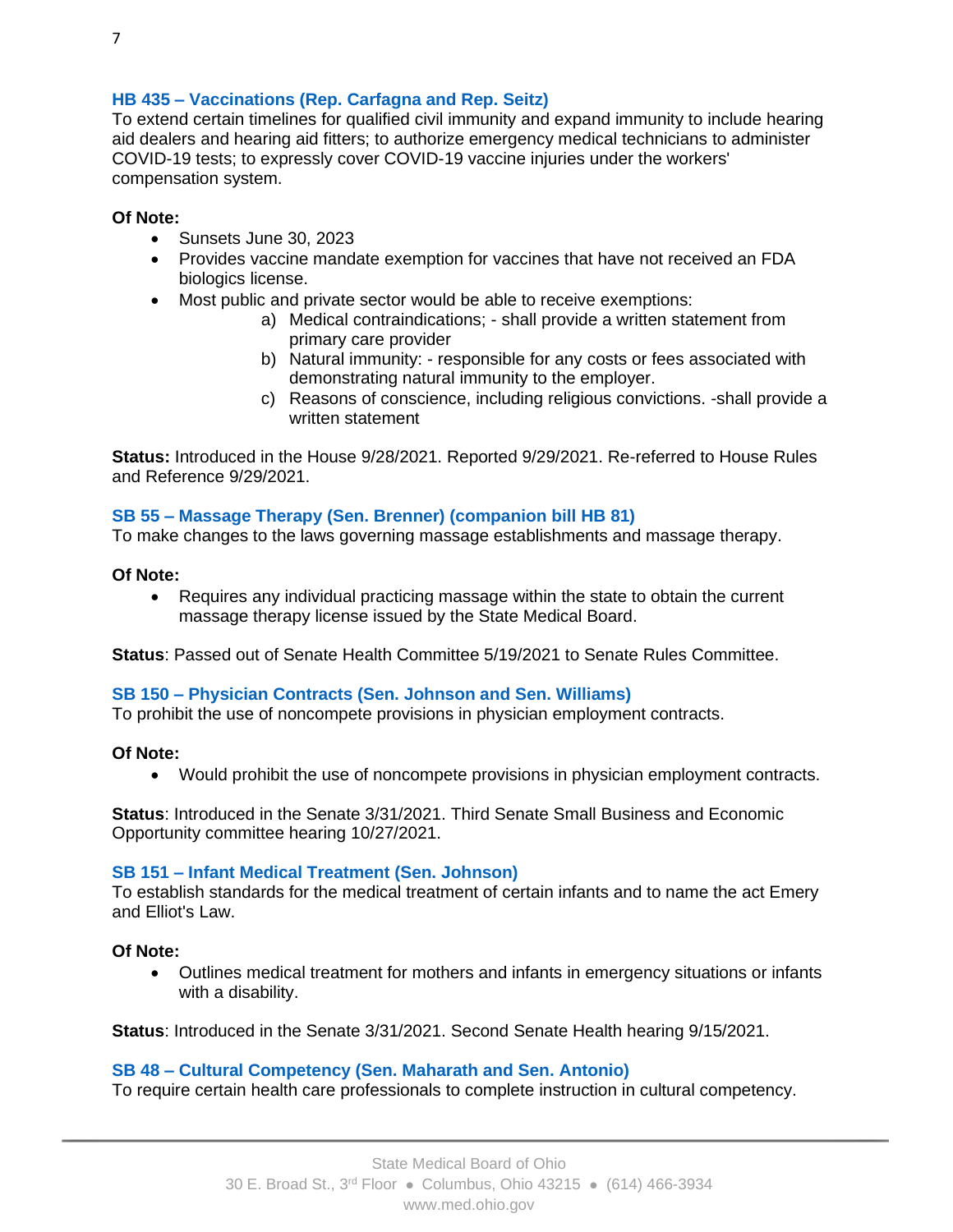### HB 435 – Vaccinations (Rep. Carfagna and Rep. Seitz)

To extend certain timelines for qualified civil immunity and expand immunity to include hearing aid dealers and hearing aid fitters; to authorize emergency medical technicians to administer COVID-19 tests; to expressly cover COVID-19 vaccine injuries under the workers' compensation system.

**Of Note:**

- Sunsets June 30, 2023
- Provides vaccine mandate exemption for vaccines that have not received an FDA biologics license.
- Most public and private sector would be able to receive exemptions:
    a) Medical contraindications; - shall provide a written statement from primary care provider
    b) Natural immunity: - responsible for any costs or fees associated with demonstrating natural immunity to the employer.
    c) Reasons of conscience, including religious convictions. -shall provide a written statement

**Status:** Introduced in the House 9/28/2021. Reported 9/29/2021. Re-referred to House Rules and Reference 9/29/2021.

### SB 55 – Massage Therapy (Sen. Brenner) (companion bill HB 81)

To make changes to the laws governing massage establishments and massage therapy.

**Of Note:**

- Requires any individual practicing massage within the state to obtain the current massage therapy license issued by the State Medical Board.

**Status**: Passed out of Senate Health Committee 5/19/2021 to Senate Rules Committee.

### SB 150 – Physician Contracts (Sen. Johnson and Sen. Williams)

To prohibit the use of noncompete provisions in physician employment contracts.

**Of Note:**

- Would prohibit the use of noncompete provisions in physician employment contracts.

**Status**: Introduced in the Senate 3/31/2021. Third Senate Small Business and Economic Opportunity committee hearing 10/27/2021.

### SB 151 – Infant Medical Treatment (Sen. Johnson)

To establish standards for the medical treatment of certain infants and to name the act Emery and Elliot's Law.

**Of Note:**

- Outlines medical treatment for mothers and infants in emergency situations or infants with a disability.

**Status**: Introduced in the Senate 3/31/2021. Second Senate Health hearing 9/15/2021.

### SB 48 – Cultural Competency (Sen. Maharath and Sen. Antonio)

To require certain health care professionals to complete instruction in cultural competency.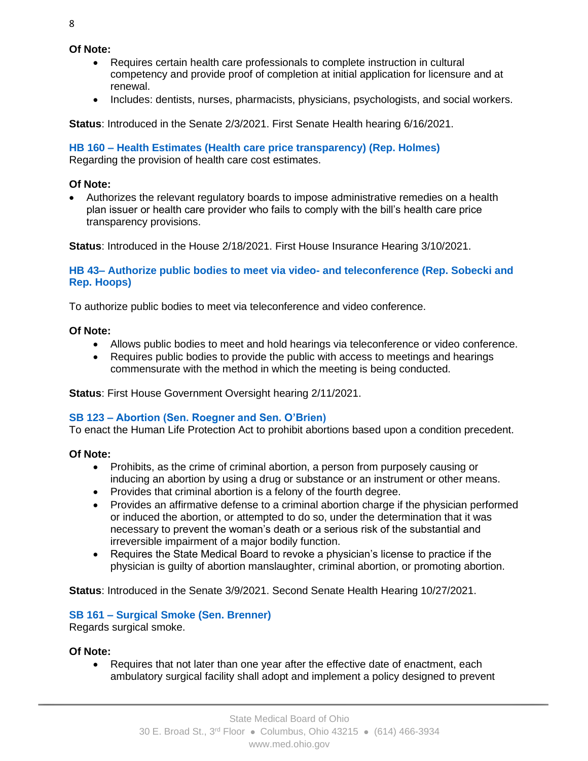**Of Note:**

- Requires certain health care professionals to complete instruction in cultural competency and provide proof of completion at initial application for licensure and at renewal.
- Includes: dentists, nurses, pharmacists, physicians, psychologists, and social workers.

**Status**: Introduced in the Senate 2/3/2021. First Senate Health hearing 6/16/2021.

### HB 160 – Health Estimates (Health care price transparency) (Rep. Holmes)

Regarding the provision of health care cost estimates.

**Of Note:**

- Authorizes the relevant regulatory boards to impose administrative remedies on a health plan issuer or health care provider who fails to comply with the bill's health care price transparency provisions.

**Status**: Introduced in the House 2/18/2021. First House Insurance Hearing 3/10/2021.

### HB 43– Authorize public bodies to meet via video- and teleconference (Rep. Sobecki and Rep. Hoops)

To authorize public bodies to meet via teleconference and video conference.

**Of Note:**

- Allows public bodies to meet and hold hearings via teleconference or video conference.
- Requires public bodies to provide the public with access to meetings and hearings commensurate with the method in which the meeting is being conducted.

**Status**: First House Government Oversight hearing 2/11/2021.

### SB 123 – Abortion (Sen. Roegner and Sen. O'Brien)

To enact the Human Life Protection Act to prohibit abortions based upon a condition precedent.

**Of Note:**

- Prohibits, as the crime of criminal abortion, a person from purposely causing or inducing an abortion by using a drug or substance or an instrument or other means.
- Provides that criminal abortion is a felony of the fourth degree.
- Provides an affirmative defense to a criminal abortion charge if the physician performed or induced the abortion, or attempted to do so, under the determination that it was necessary to prevent the woman's death or a serious risk of the substantial and irreversible impairment of a major bodily function.
- Requires the State Medical Board to revoke a physician's license to practice if the physician is guilty of abortion manslaughter, criminal abortion, or promoting abortion.

**Status**: Introduced in the Senate 3/9/2021. Second Senate Health Hearing 10/27/2021.

### SB 161 – Surgical Smoke (Sen. Brenner)

Regards surgical smoke.

**Of Note:**

- Requires that not later than one year after the effective date of enactment, each ambulatory surgical facility shall adopt and implement a policy designed to prevent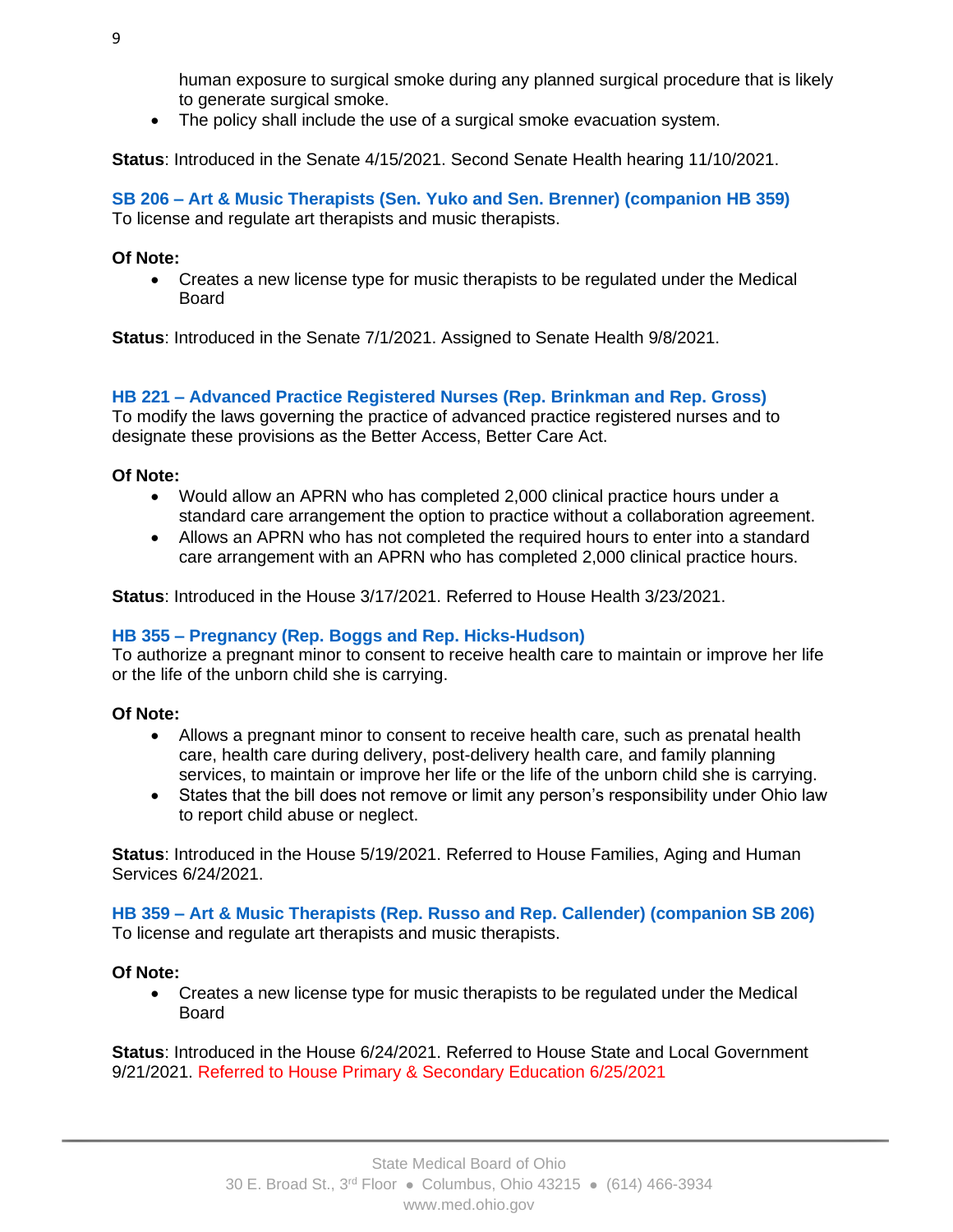human exposure to surgical smoke during any planned surgical procedure that is likely to generate surgical smoke.
- The policy shall include the use of a surgical smoke evacuation system.

**Status**: Introduced in the Senate 4/15/2021. Second Senate Health hearing 11/10/2021.

### SB 206 – Art & Music Therapists (Sen. Yuko and Sen. Brenner) (companion HB 359)

To license and regulate art therapists and music therapists.

**Of Note:**

- Creates a new license type for music therapists to be regulated under the Medical Board

**Status**: Introduced in the Senate 7/1/2021. Assigned to Senate Health 9/8/2021.

### HB 221 – Advanced Practice Registered Nurses (Rep. Brinkman and Rep. Gross)

To modify the laws governing the practice of advanced practice registered nurses and to designate these provisions as the Better Access, Better Care Act.

**Of Note:**

- Would allow an APRN who has completed 2,000 clinical practice hours under a standard care arrangement the option to practice without a collaboration agreement.
- Allows an APRN who has not completed the required hours to enter into a standard care arrangement with an APRN who has completed 2,000 clinical practice hours.

**Status**: Introduced in the House 3/17/2021. Referred to House Health 3/23/2021.

### HB 355 – Pregnancy (Rep. Boggs and Rep. Hicks-Hudson)

To authorize a pregnant minor to consent to receive health care to maintain or improve her life or the life of the unborn child she is carrying.

**Of Note:**

- Allows a pregnant minor to consent to receive health care, such as prenatal health care, health care during delivery, post-delivery health care, and family planning services, to maintain or improve her life or the life of the unborn child she is carrying.
- States that the bill does not remove or limit any person's responsibility under Ohio law to report child abuse or neglect.

**Status**: Introduced in the House 5/19/2021. Referred to House Families, Aging and Human Services 6/24/2021.

### HB 359 – Art & Music Therapists (Rep. Russo and Rep. Callender) (companion SB 206)

To license and regulate art therapists and music therapists.

**Of Note:**

- Creates a new license type for music therapists to be regulated under the Medical Board

**Status**: Introduced in the House 6/24/2021. Referred to House State and Local Government 9/21/2021. Referred to House Primary & Secondary Education 6/25/2021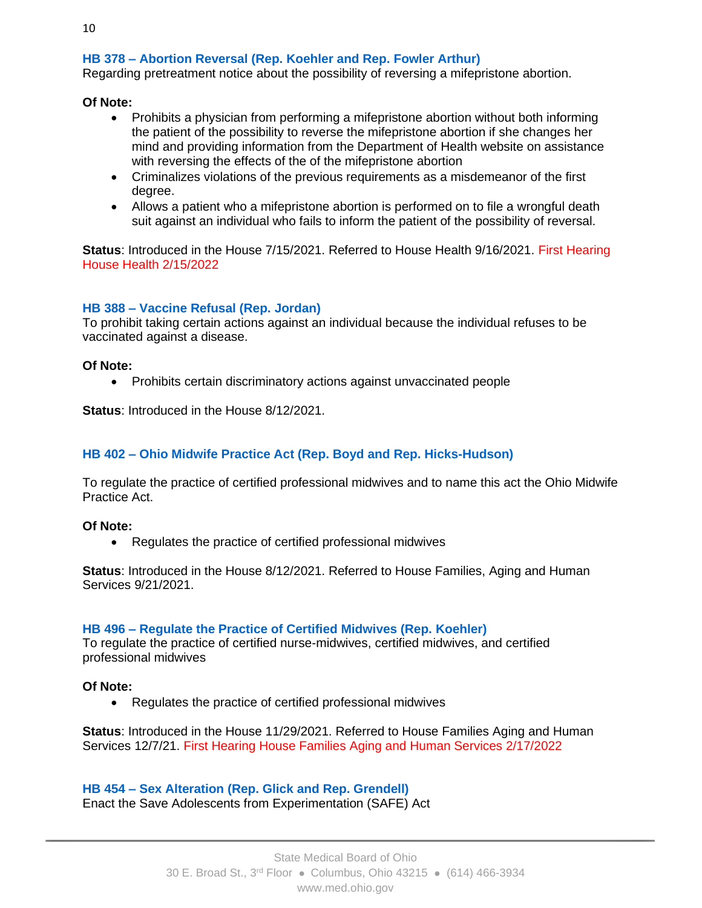### HB 378 – Abortion Reversal (Rep. Koehler and Rep. Fowler Arthur)

Regarding pretreatment notice about the possibility of reversing a mifepristone abortion.

**Of Note:**

- Prohibits a physician from performing a mifepristone abortion without both informing the patient of the possibility to reverse the mifepristone abortion if she changes her mind and providing information from the Department of Health website on assistance with reversing the effects of the of the mifepristone abortion
- Criminalizes violations of the previous requirements as a misdemeanor of the first degree.
- Allows a patient who a mifepristone abortion is performed on to file a wrongful death suit against an individual who fails to inform the patient of the possibility of reversal.

**Status**: Introduced in the House 7/15/2021. Referred to House Health 9/16/2021. First Hearing House Health 2/15/2022

### HB 388 – Vaccine Refusal (Rep. Jordan)

To prohibit taking certain actions against an individual because the individual refuses to be vaccinated against a disease.

**Of Note:**

- Prohibits certain discriminatory actions against unvaccinated people

**Status**: Introduced in the House 8/12/2021.

### HB 402 – Ohio Midwife Practice Act (Rep. Boyd and Rep. Hicks-Hudson)

To regulate the practice of certified professional midwives and to name this act the Ohio Midwife Practice Act.

**Of Note:**

- Regulates the practice of certified professional midwives

**Status**: Introduced in the House 8/12/2021. Referred to House Families, Aging and Human Services 9/21/2021.

### HB 496 – Regulate the Practice of Certified Midwives (Rep. Koehler)

To regulate the practice of certified nurse-midwives, certified midwives, and certified professional midwives

**Of Note:**

- Regulates the practice of certified professional midwives

**Status**: Introduced in the House 11/29/2021. Referred to House Families Aging and Human Services 12/7/21. First Hearing House Families Aging and Human Services 2/17/2022

### HB 454 – Sex Alteration (Rep. Glick and Rep. Grendell)

Enact the Save Adolescents from Experimentation (SAFE) Act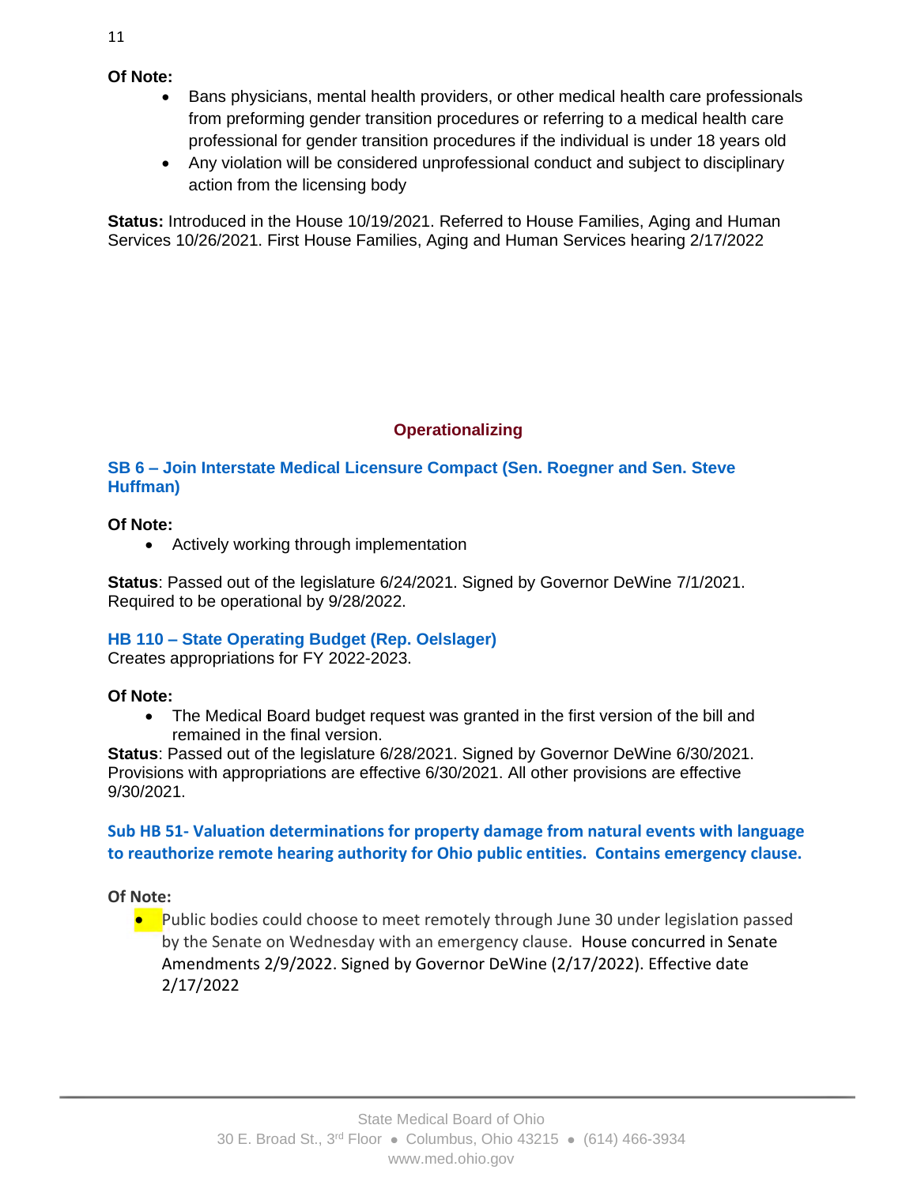**Of Note:**

- Bans physicians, mental health providers, or other medical health care professionals from preforming gender transition procedures or referring to a medical health care professional for gender transition procedures if the individual is under 18 years old
- Any violation will be considered unprofessional conduct and subject to disciplinary action from the licensing body

**Status:** Introduced in the House 10/19/2021. Referred to House Families, Aging and Human Services 10/26/2021. First House Families, Aging and Human Services hearing 2/17/2022

## Operationalizing

### SB 6 – Join Interstate Medical Licensure Compact (Sen. Roegner and Sen. Steve Huffman)

**Of Note:**

- Actively working through implementation

**Status**: Passed out of the legislature 6/24/2021. Signed by Governor DeWine 7/1/2021. Required to be operational by 9/28/2022.

### HB 110 – State Operating Budget (Rep. Oelslager)

Creates appropriations for FY 2022-2023.

**Of Note:**

- The Medical Board budget request was granted in the first version of the bill and remained in the final version.

**Status**: Passed out of the legislature 6/28/2021. Signed by Governor DeWine 6/30/2021. Provisions with appropriations are effective 6/30/2021. All other provisions are effective 9/30/2021.

### Sub HB 51- Valuation determinations for property damage from natural events with language to reauthorize remote hearing authority for Ohio public entities. Contains emergency clause.

**Of Note:**

- Public bodies could choose to meet remotely through June 30 under legislation passed by the Senate on Wednesday with an emergency clause. House concurred in Senate Amendments 2/9/2022. Signed by Governor DeWine (2/17/2022). Effective date 2/17/2022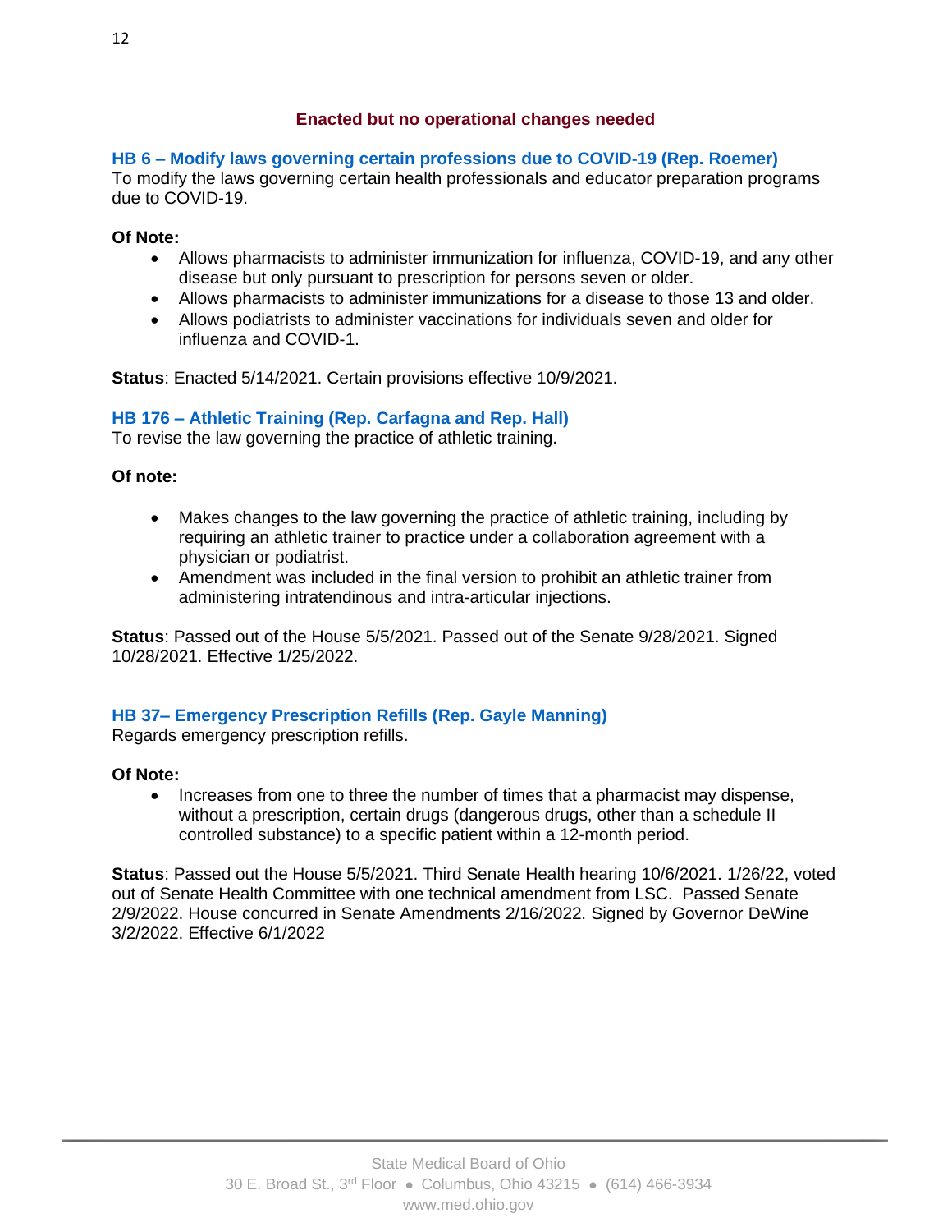## Enacted but no operational changes needed

### HB 6 – Modify laws governing certain professions due to COVID-19 (Rep. Roemer)

To modify the laws governing certain health professionals and educator preparation programs due to COVID-19.

**Of Note:**

- Allows pharmacists to administer immunization for influenza, COVID-19, and any other disease but only pursuant to prescription for persons seven or older.
- Allows pharmacists to administer immunizations for a disease to those 13 and older.
- Allows podiatrists to administer vaccinations for individuals seven and older for influenza and COVID-1.

**Status**: Enacted 5/14/2021. Certain provisions effective 10/9/2021.

### HB 176 – Athletic Training (Rep. Carfagna and Rep. Hall)

To revise the law governing the practice of athletic training.

**Of note:**

- Makes changes to the law governing the practice of athletic training, including by requiring an athletic trainer to practice under a collaboration agreement with a physician or podiatrist.
- Amendment was included in the final version to prohibit an athletic trainer from administering intratendinous and intra-articular injections.

**Status**: Passed out of the House 5/5/2021. Passed out of the Senate 9/28/2021. Signed 10/28/2021. Effective 1/25/2022.

### HB 37– Emergency Prescription Refills (Rep. Gayle Manning)

Regards emergency prescription refills.

**Of Note:**

- Increases from one to three the number of times that a pharmacist may dispense, without a prescription, certain drugs (dangerous drugs, other than a schedule II controlled substance) to a specific patient within a 12-month period.

**Status**: Passed out the House 5/5/2021. Third Senate Health hearing 10/6/2021. 1/26/22, voted out of Senate Health Committee with one technical amendment from LSC. Passed Senate 2/9/2022. House concurred in Senate Amendments 2/16/2022. Signed by Governor DeWine 3/2/2022. Effective 6/1/2022